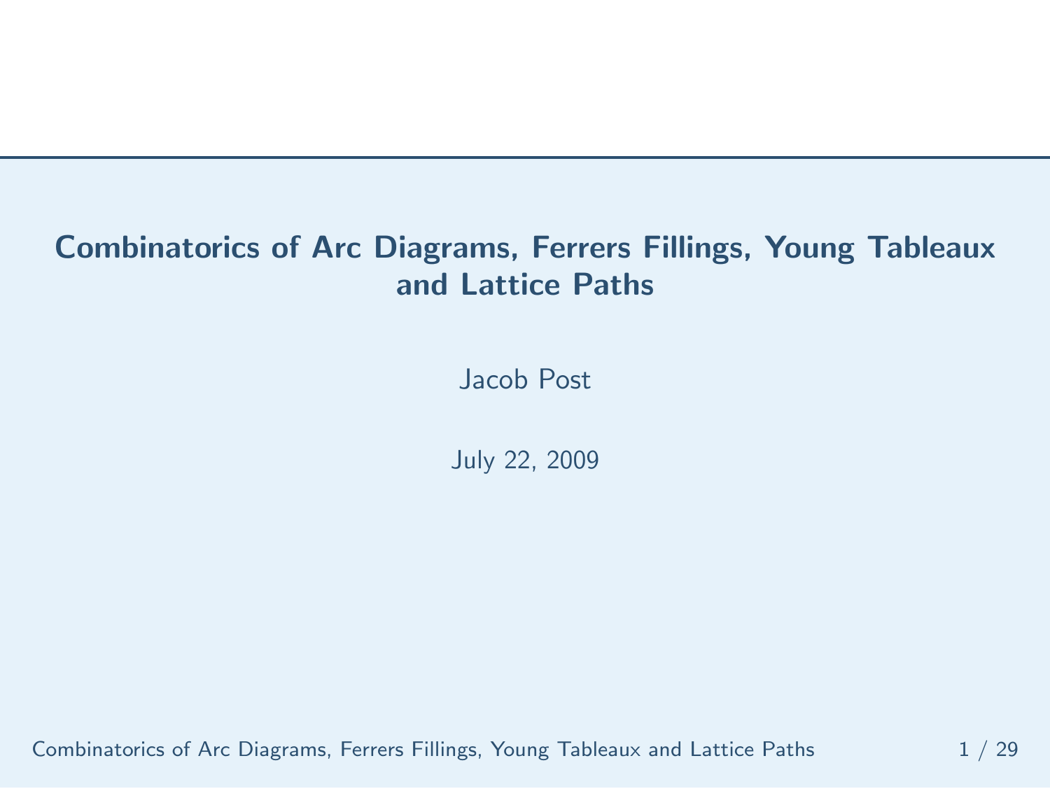# Combinatorics of Arc Diagrams, Ferrers Fillings, Young Tableaux and Lattice Paths

Jacob Post

July 22, 2009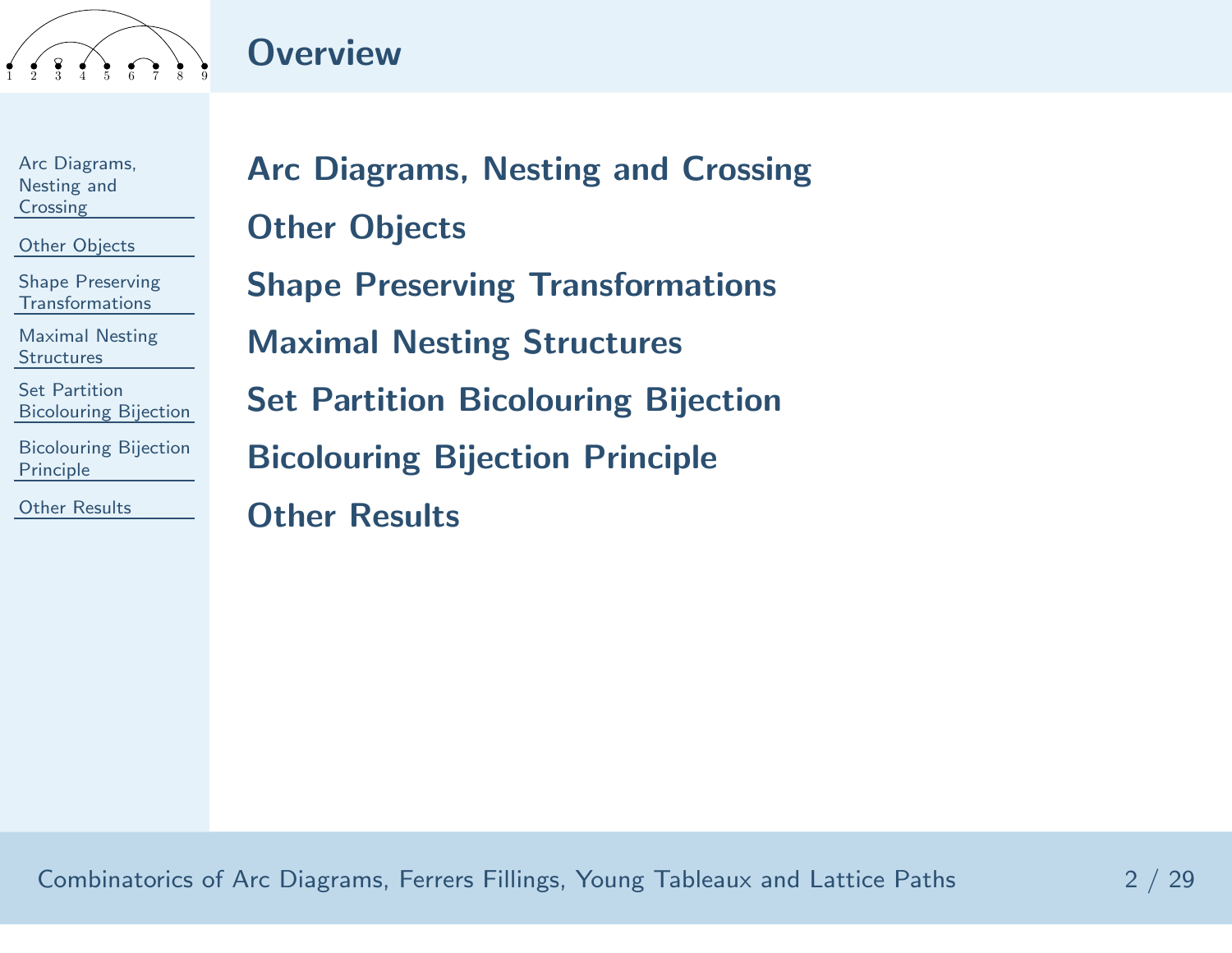# Overview

**Arc Diagrams, Nesting and Crossing**

**Other Objects**

**Shape Preserving Transformations**

**Maximal Nesting Structures**

**Set Partition Bicolouring Bijection**

**Bicolouring Bijection Principle**

**Other Results**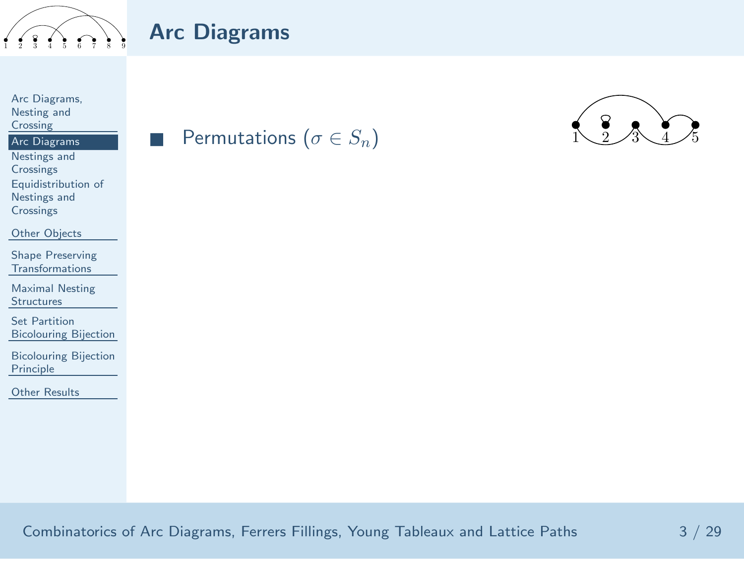# Arc Diagrams

- Permutations ($\sigma \in S_n$)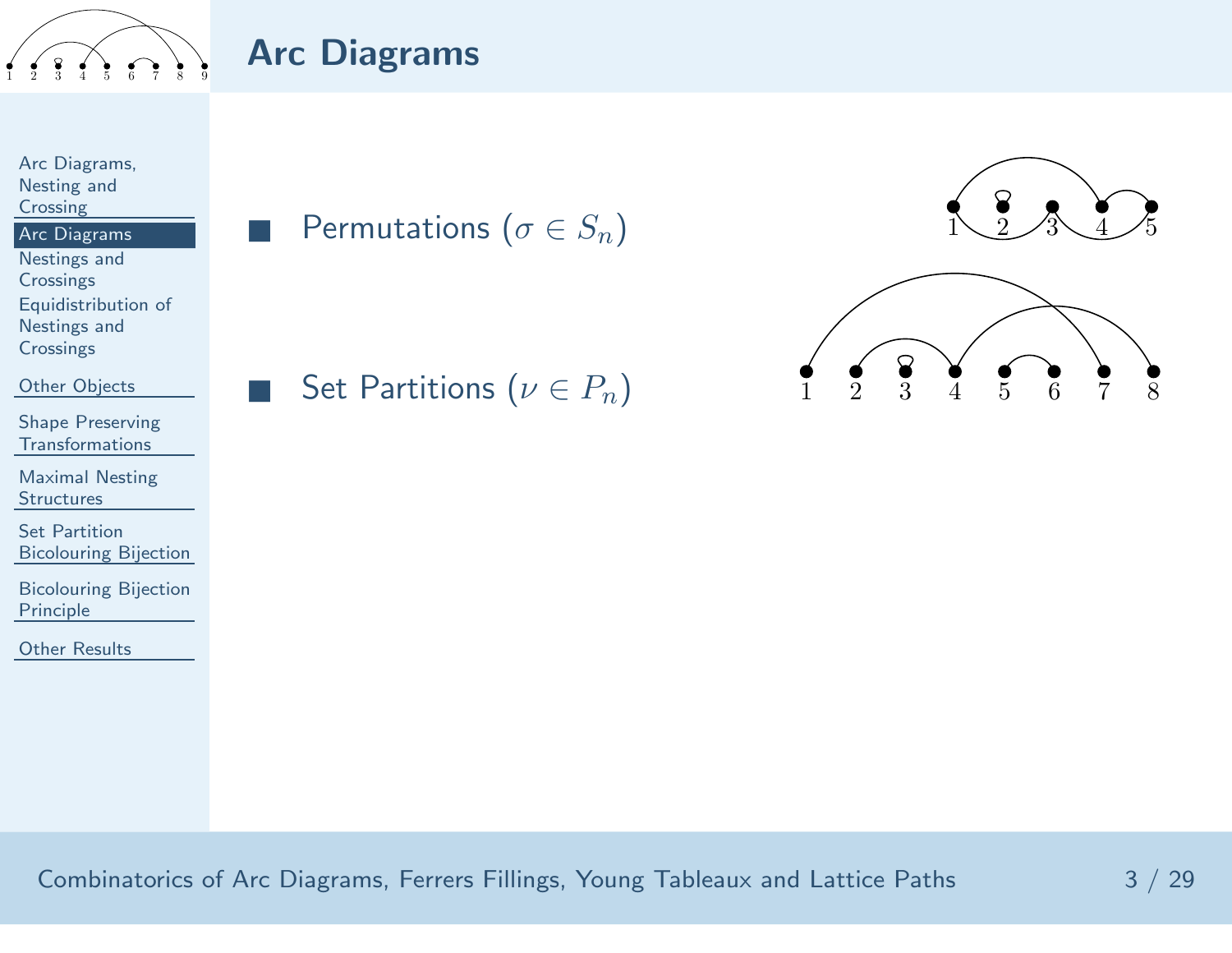## Arc Diagrams

- Permutations ($\sigma \in S_n$)
- Set Partitions ($\nu \in P_n$)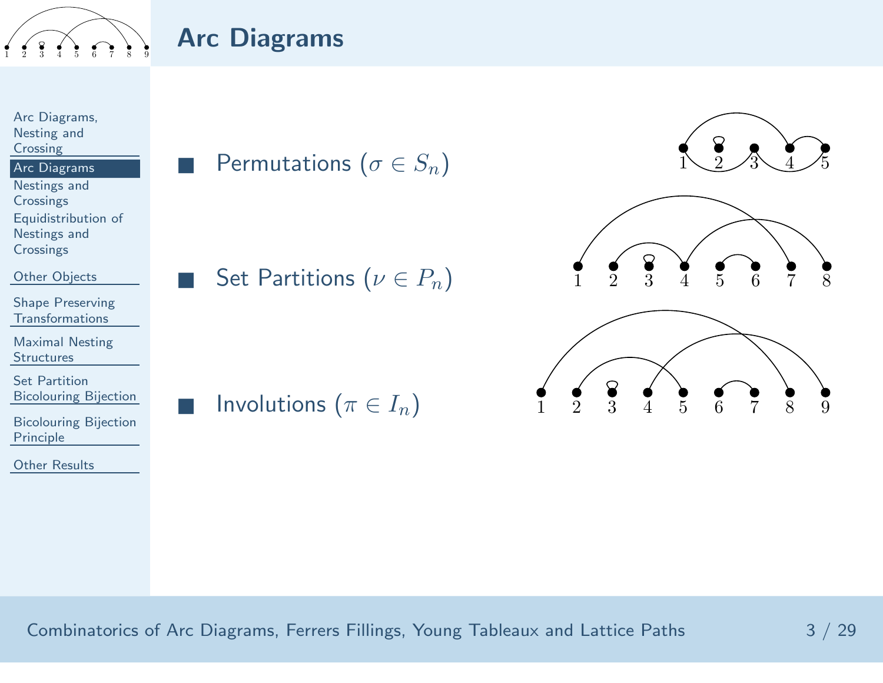# Arc Diagrams

- Permutations ($\sigma \in S_n$)
- Set Partitions ($\nu \in P_n$)
- Involutions ($\pi \in I_n$)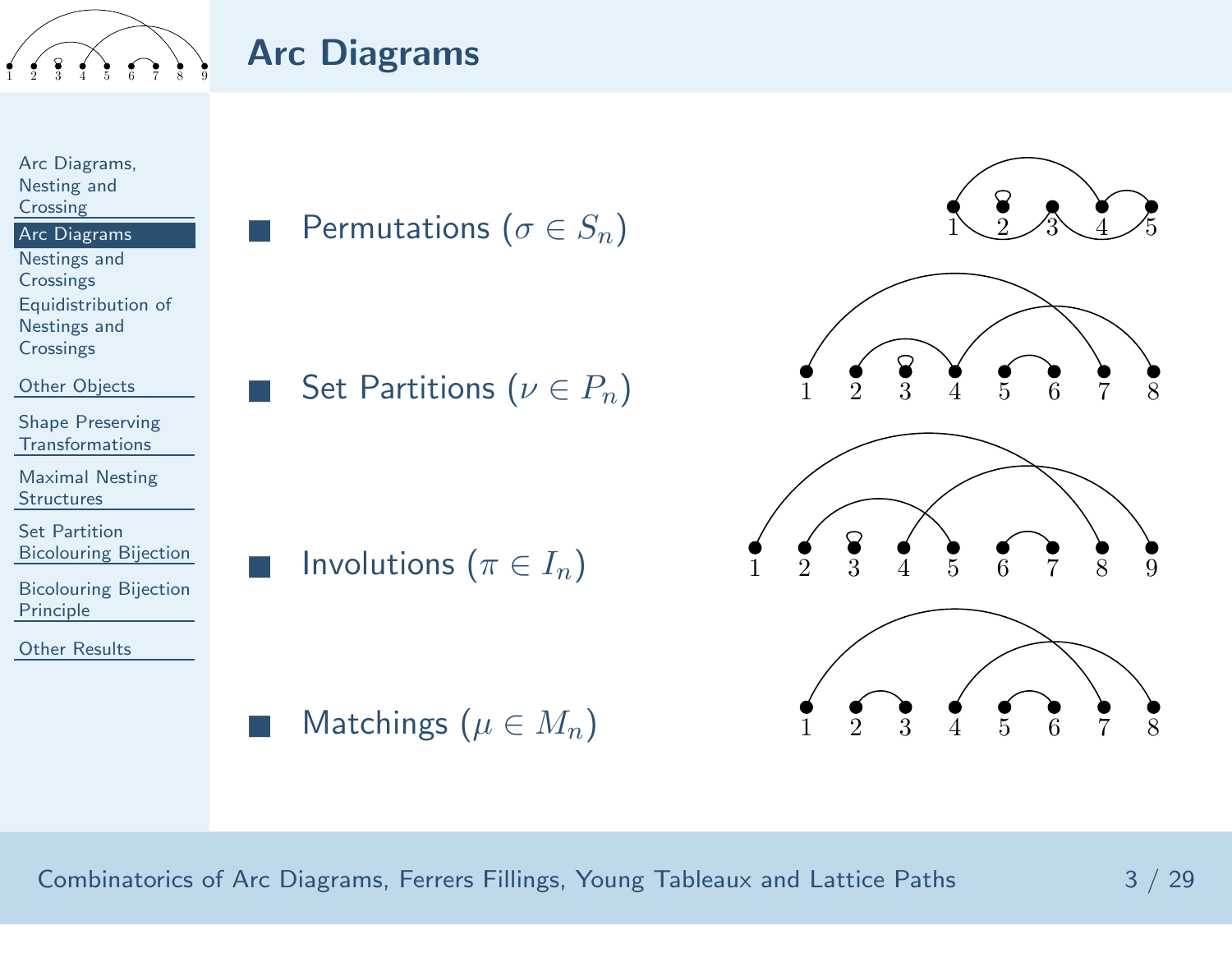## Arc Diagrams

- Permutations ($\sigma \in S_n$)
- Set Partitions ($\nu \in P_n$)
- Involutions ($\pi \in I_n$)
- Matchings ($\mu \in M_n$)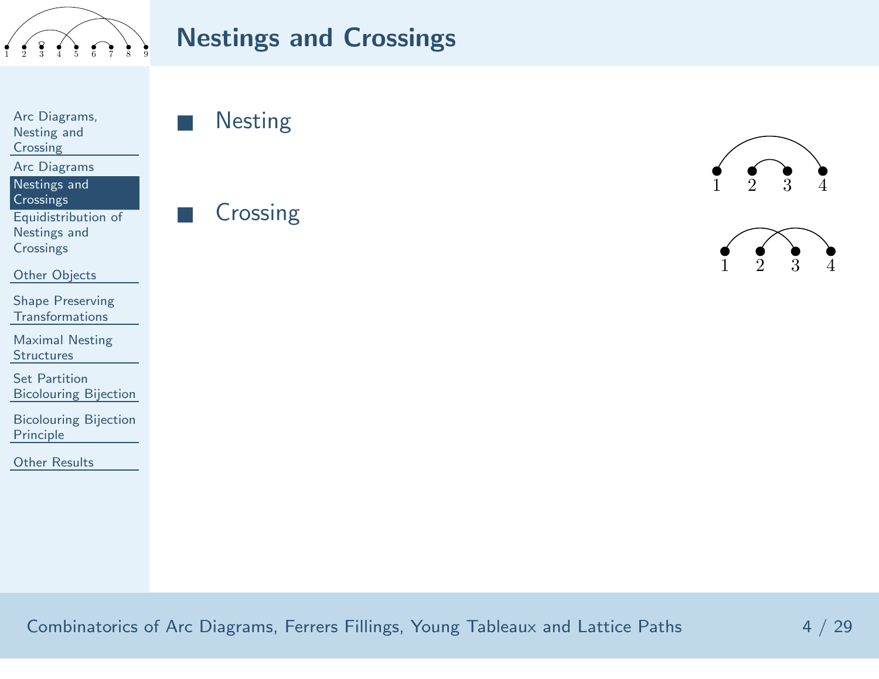## Nestings and Crossings

- Nesting
- Crossing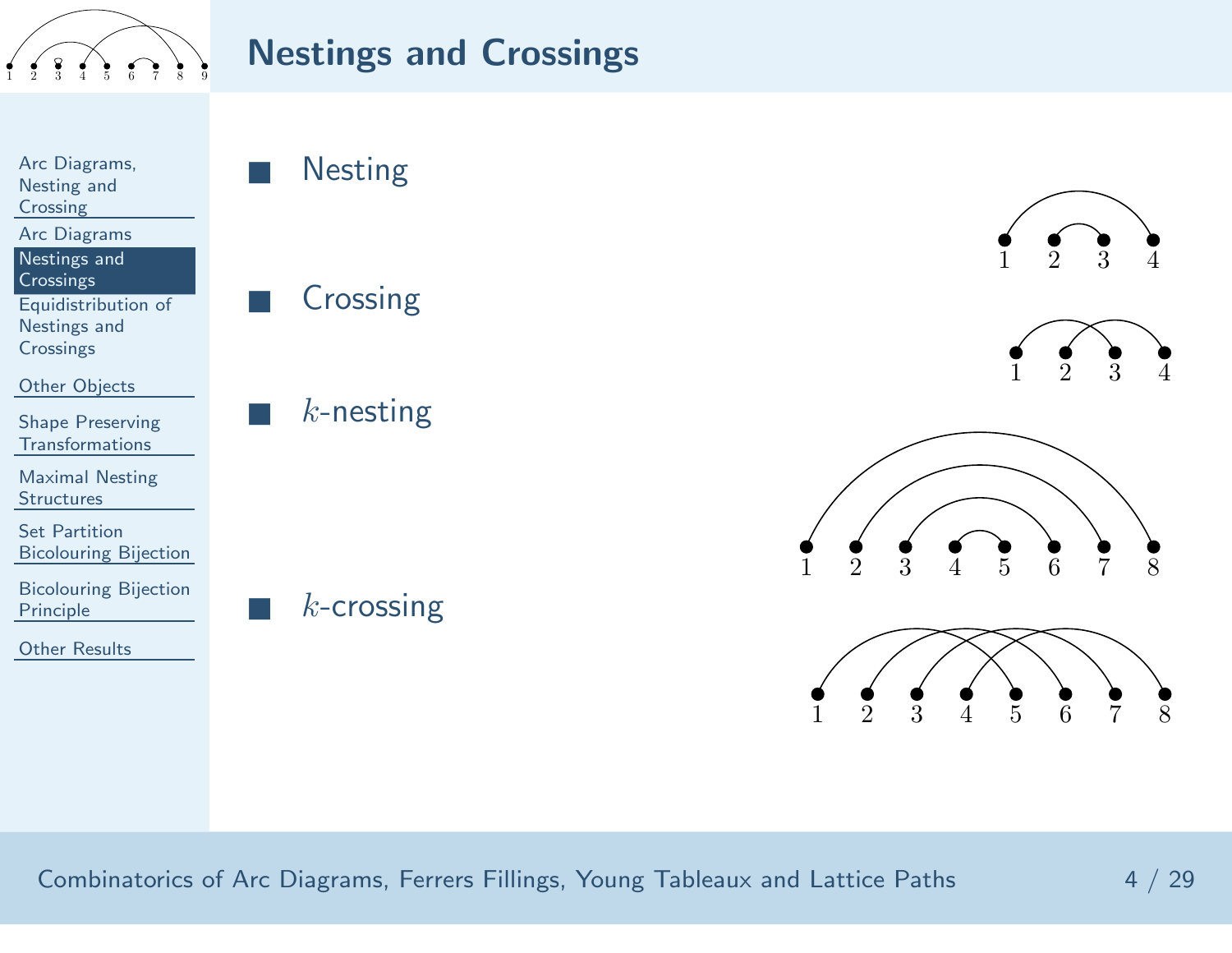# Nestings and Crossings

- Nesting
- Crossing
- $k$-nesting
- $k$-crossing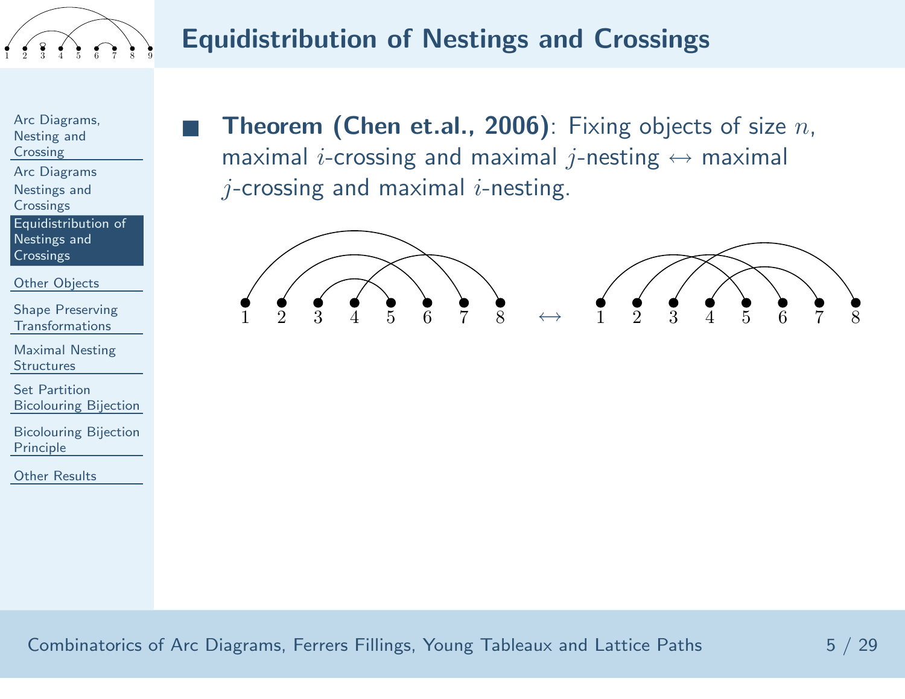# Equidistribution of Nestings and Crossings

- **Theorem (Chen et.al., 2006)**: Fixing objects of size $n$, maximal $i$-crossing and maximal $j$-nesting $\leftrightarrow$ maximal $j$-crossing and maximal $i$-nesting.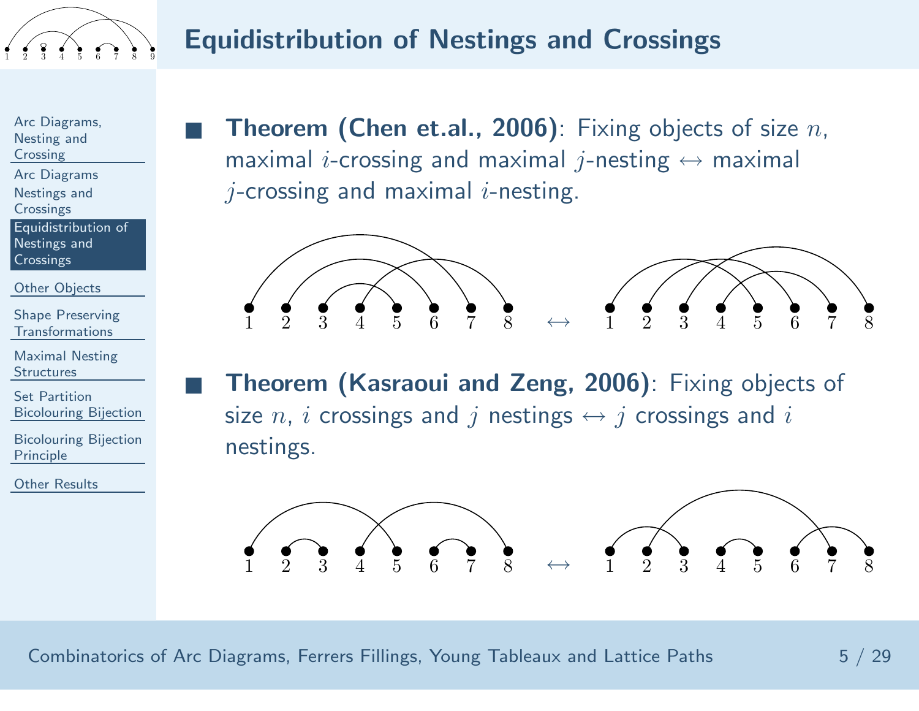# Equidistribution of Nestings and Crossings

- **Theorem (Chen et.al., 2006)**: Fixing objects of size $n$, maximal $i$-crossing and maximal $j$-nesting $\leftrightarrow$ maximal $j$-crossing and maximal $i$-nesting.

- **Theorem (Kasraoui and Zeng, 2006)**: Fixing objects of size $n$, $i$ crossings and $j$ nestings $\leftrightarrow$ $j$ crossings and $i$ nestings.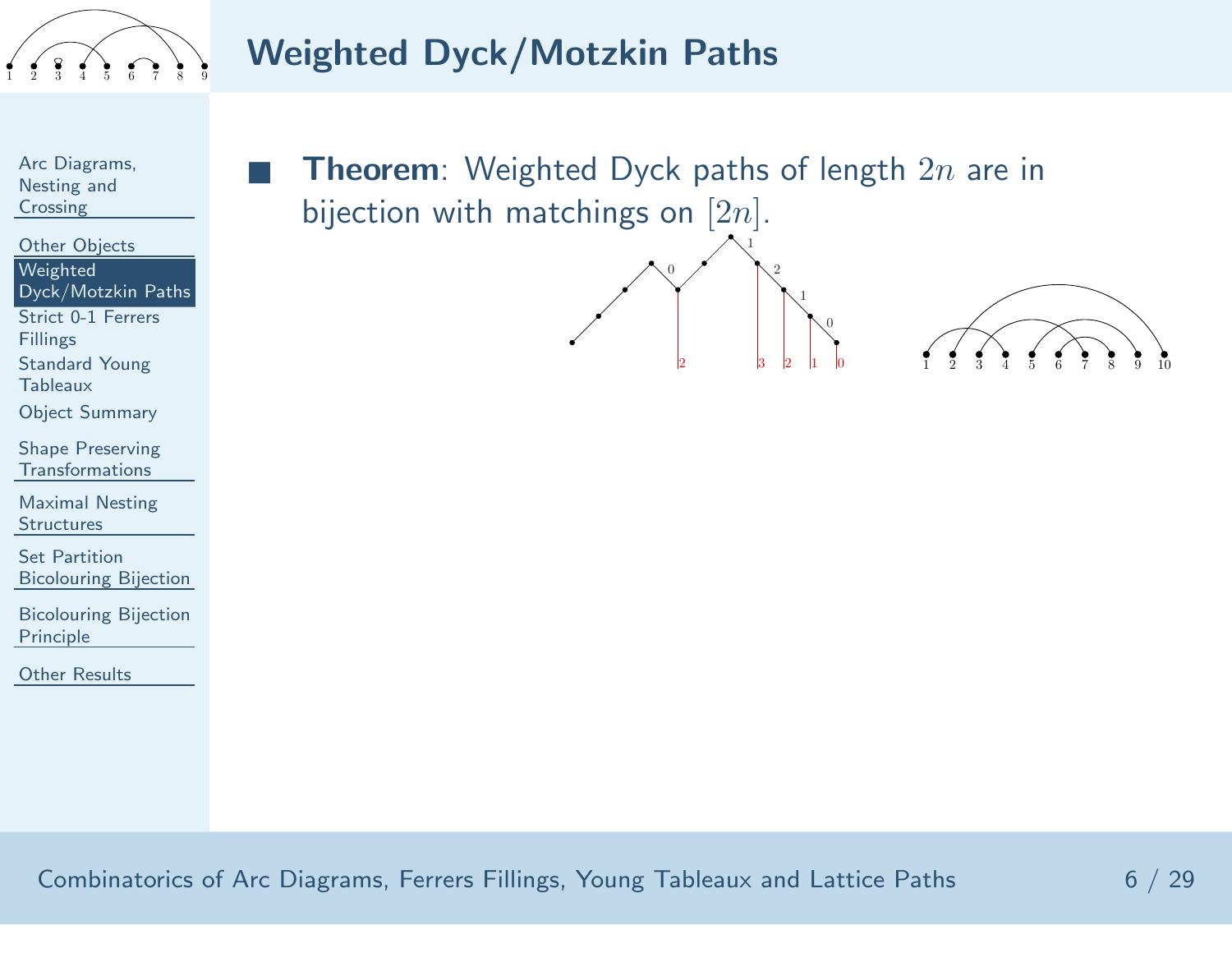## Weighted Dyck/Motzkin Paths

- **Theorem**: Weighted Dyck paths of length $2n$ are in bijection with matchings on $[2n]$.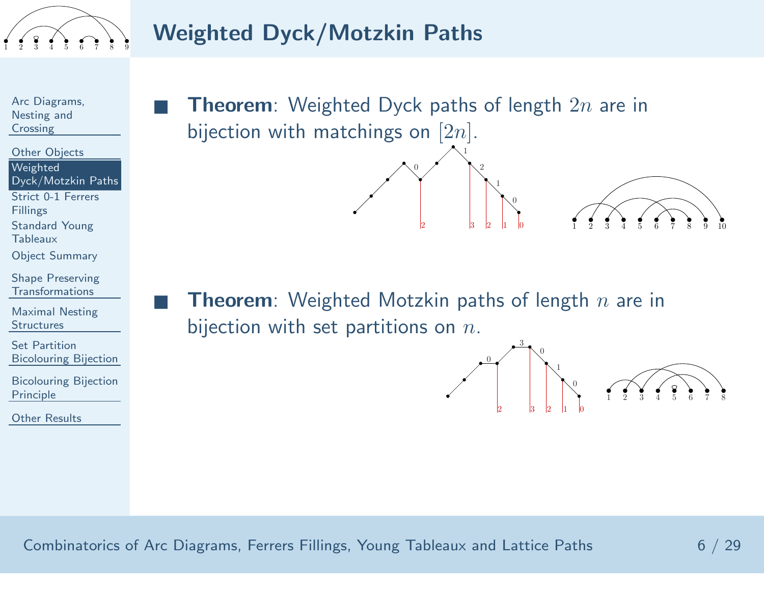# Weighted Dyck/Motzkin Paths

- **Theorem**: Weighted Dyck paths of length $2n$ are in bijection with matchings on $[2n]$.

- **Theorem**: Weighted Motzkin paths of length $n$ are in bijection with set partitions on $n$.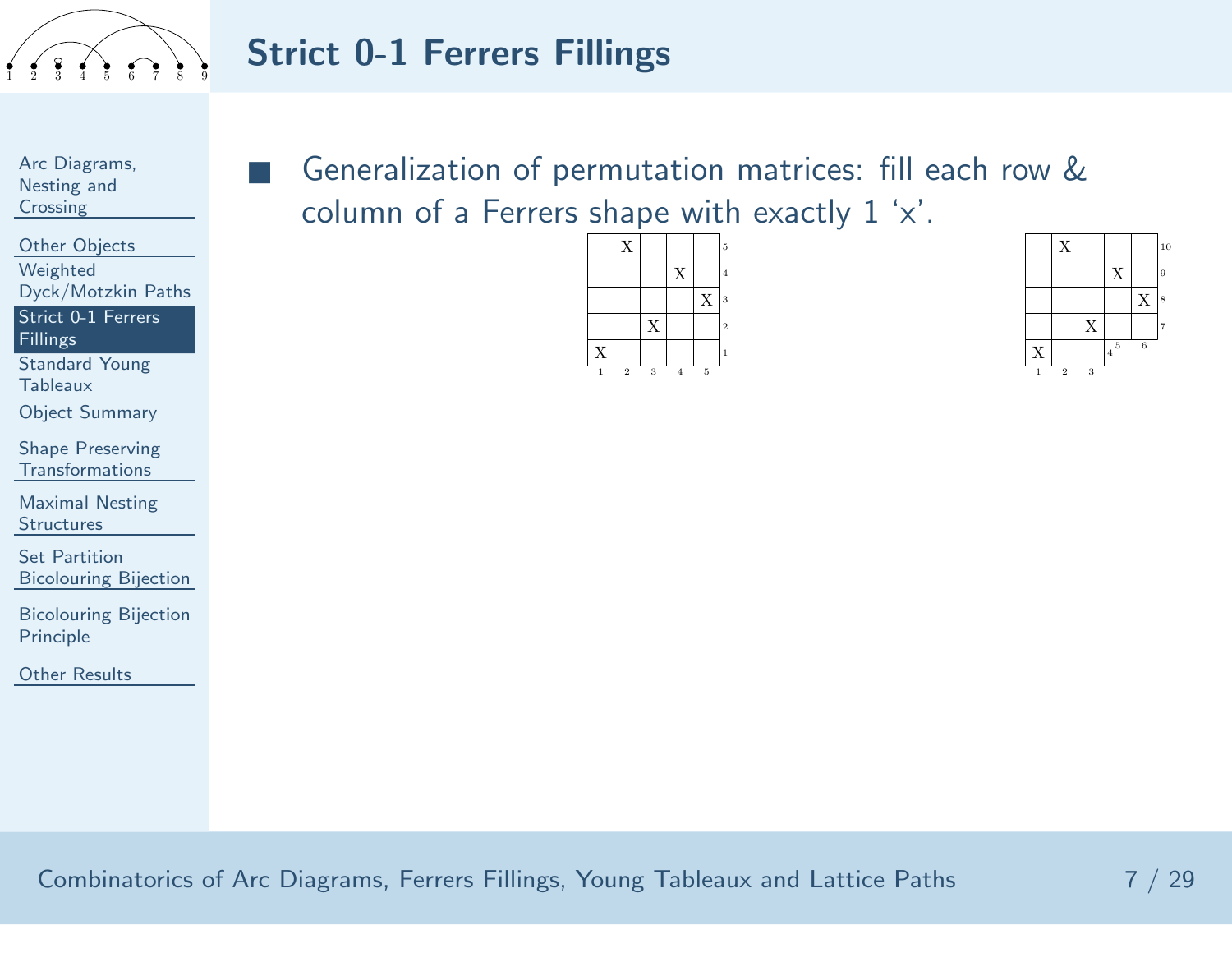# Strict 0-1 Ferrers Fillings

- Generalization of permutation matrices: fill each row & column of a Ferrers shape with exactly 1 'x'.

|   | X |   |   |   | 5 |
|---|---|---|---|---|---|
|   |   |   | X |   | 4 |
|   |   |   |   | X | 3 |
|   |   | X |   |   | 2 |
| X |   |   |   |   | 1 |
| 1 | 2 | 3 | 4 | 5 |   |

|   | X |   |   |   | 10 |
|---|---|---|---|---|---|
|   |   |   | X |   | 9 |
|   |   |   |   | X | 8 |
|   |   | X |   |   | 7 |
| X |   |   | 4 | 5 | 6 |
| 1 | 2 | 3 |   |   |   |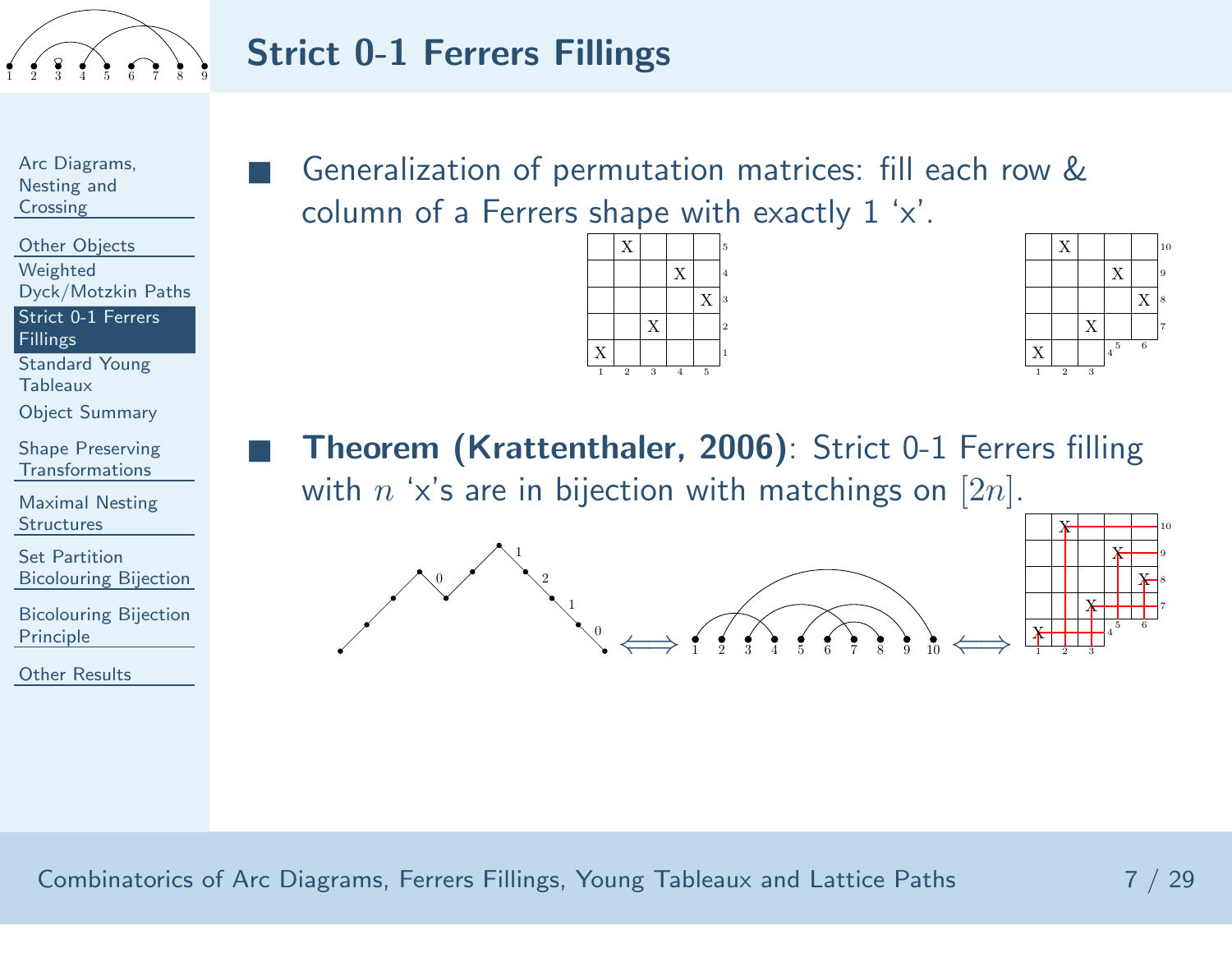# Strict 0-1 Ferrers Fillings

- Generalization of permutation matrices: fill each row & column of a Ferrers shape with exactly 1 ‘x’.

- **Theorem (Krattenthaler, 2006)**: Strict 0-1 Ferrers filling with $n$ ‘x’s are in bijection with matchings on $[2n]$.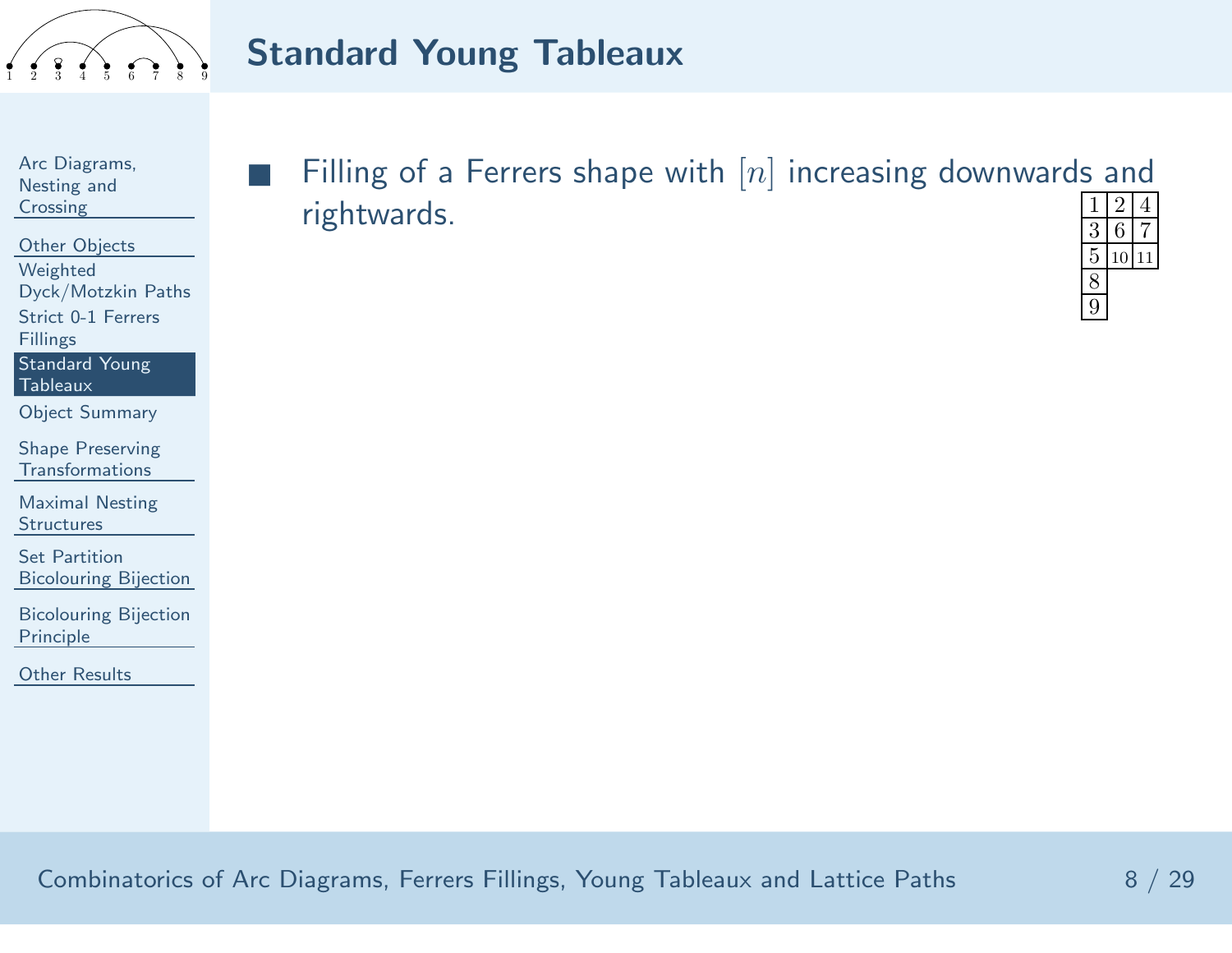# Standard Young Tableaux

- Filling of a Ferrers shape with $[n]$ increasing downwards and rightwards.

| 1 | 2 | 4 |
|---|---|---|
| 3 | 6 | 7 |
| 5 | 10 | 11 |
| 8 | | |
| 9 | | |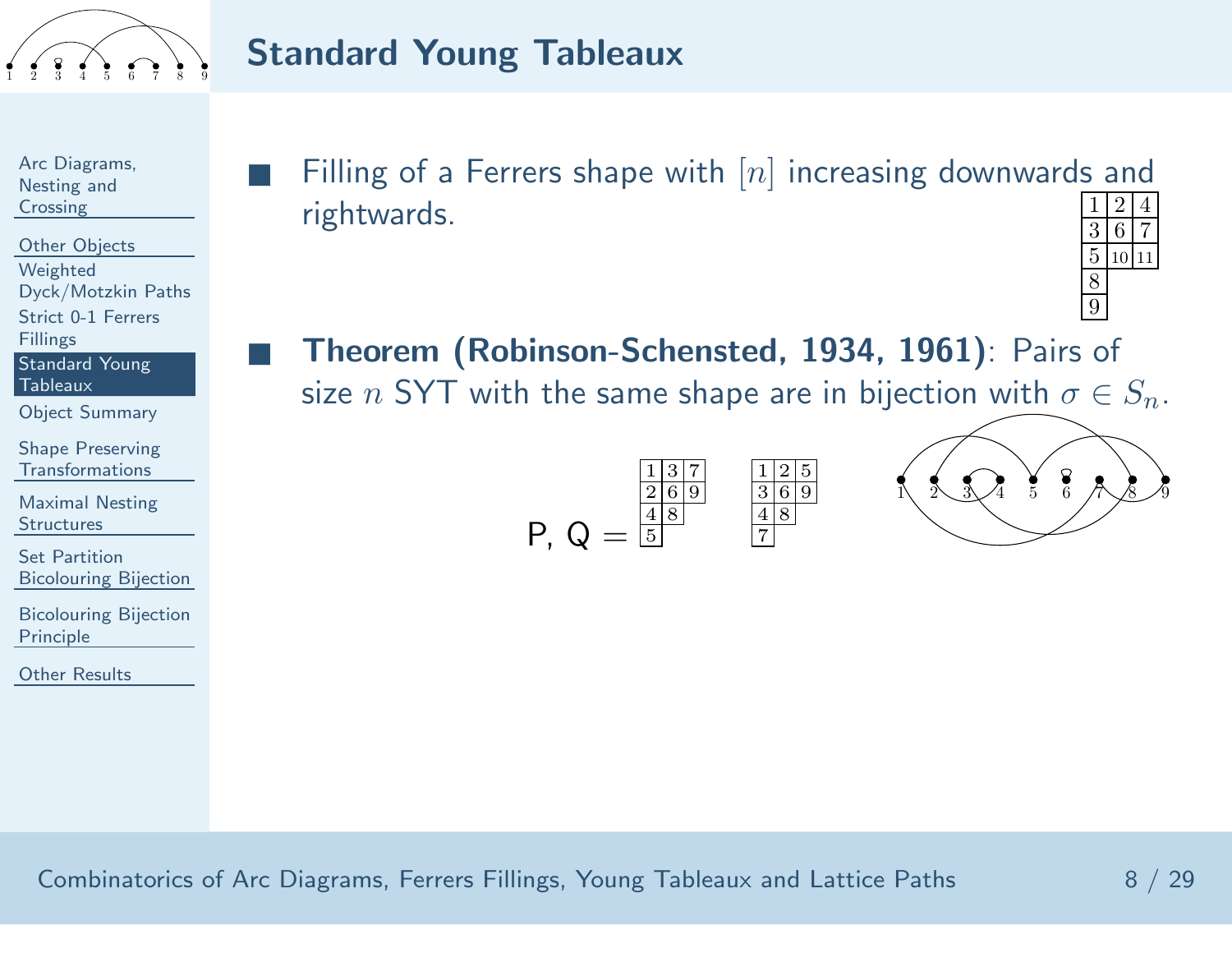## Standard Young Tableaux

- Filling of a Ferrers shape with $[n]$ increasing downwards and rightwards.

| 1 | 2 | 4 |
|---|---|---|
| 3 | 6 | 7 |
| 5 | 10 | 11 |
| 8 | | |
| 9 | | |

- **Theorem (Robinson-Schensted, 1934, 1961)**: Pairs of size $n$ SYT with the same shape are in bijection with $\sigma \in S_n$.

P, Q =

| 1 | 3 | 7 |
|---|---|---|
| 2 | 6 | 9 |
| 4 | 8 | |
| 5 | | |

| 1 | 2 | 5 |
|---|---|---|
| 3 | 6 | 9 |
| 4 | 8 | |
| 7 | | |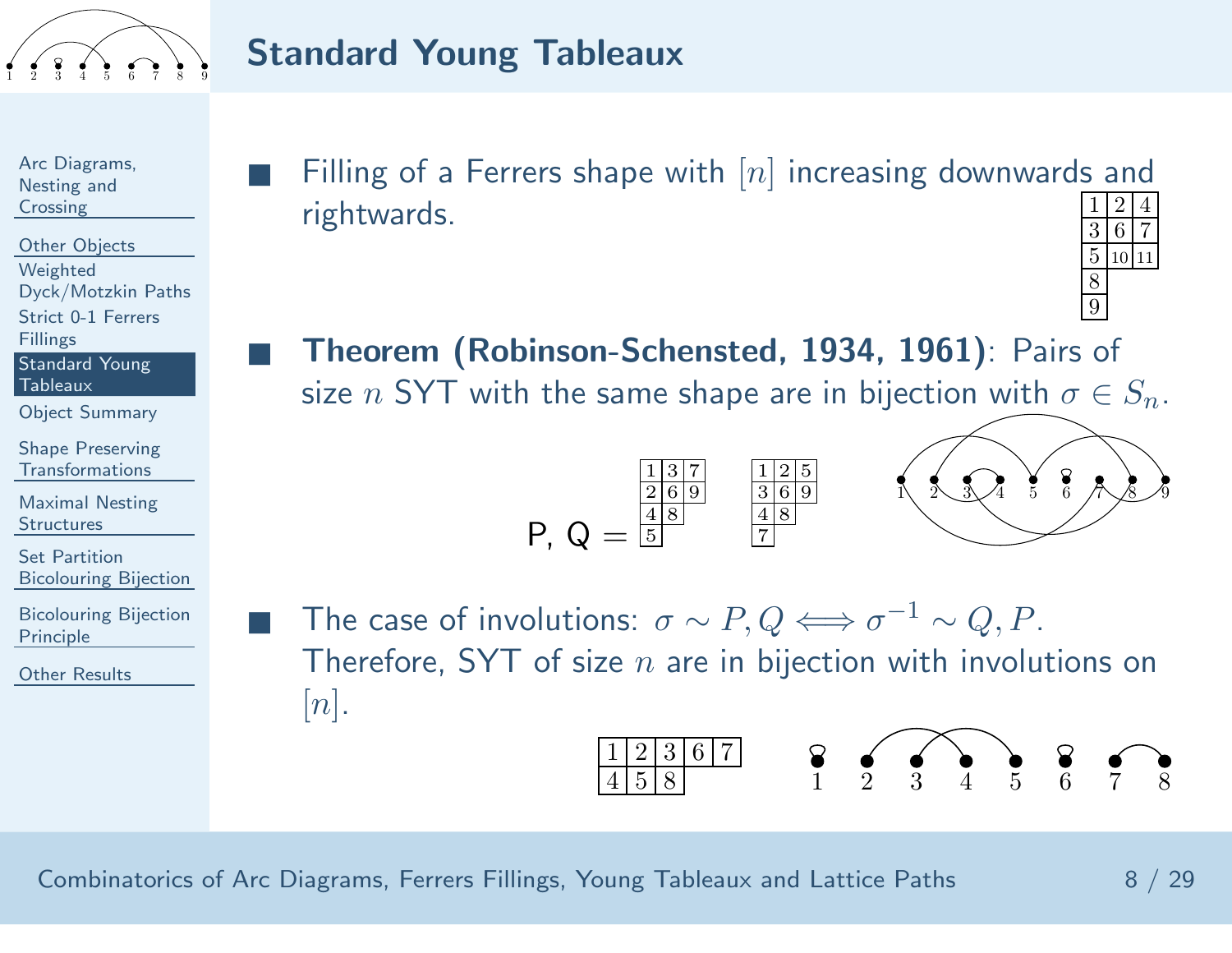## Standard Young Tableaux

- Filling of a Ferrers shape with $[n]$ increasing downwards and rightwards.

| 1 | 2 | 4 |
|---|---|---|
| 3 | 6 | 7 |
| 5 | 10 | 11 |
| 8 | | |
| 9 | | |

- **Theorem (Robinson-Schensted, 1934, 1961)**: Pairs of size $n$ SYT with the same shape are in bijection with $\sigma \in S_n$.

P, Q =

| 1 | 3 | 7 |
|---|---|---|
| 2 | 6 | 9 |
| 4 | 8 | |
| 5 | | |

| 1 | 2 | 5 |
|---|---|---|
| 3 | 6 | 9 |
| 4 | 8 | |
| 7 | | |

- The case of involutions: $\sigma \sim P, Q \Longleftrightarrow \sigma^{-1} \sim Q, P$. Therefore, SYT of size $n$ are in bijection with involutions on $[n]$.

| 1 | 2 | 3 | 6 | 7 |
|---|---|---|---|---|
| 4 | 5 | 8 | | |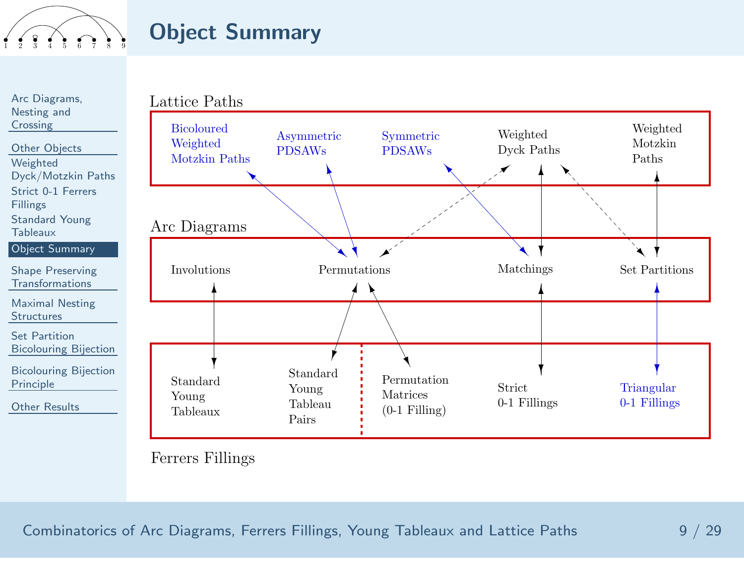# Object Summary

Arc Diagrams, Nesting and Crossing

Other Objects
- Weighted Dyck/Motzkin Paths
- Strict 0-1 Ferrers Fillings
- Standard Young Tableaux
- Object Summary

Shape Preserving Transformations

Maximal Nesting Structures

Set Partition Bicolouring Bijection

Bicolouring Bijection Principle

Other Results

Lattice Paths

Bicoloured Weighted Motzkin Paths

Asymmetric PDSAWs

Symmetric PDSAWs

Weighted Dyck Paths

Weighted Motzkin Paths

Arc Diagrams

Involutions

Permutations

Matchings

Set Partitions

Standard Young Tableaux

Standard Young Tableau Pairs

Permutation Matrices (0-1 Filling)

Strict 0-1 Fillings

Triangular 0-1 Fillings

Ferrers Fillings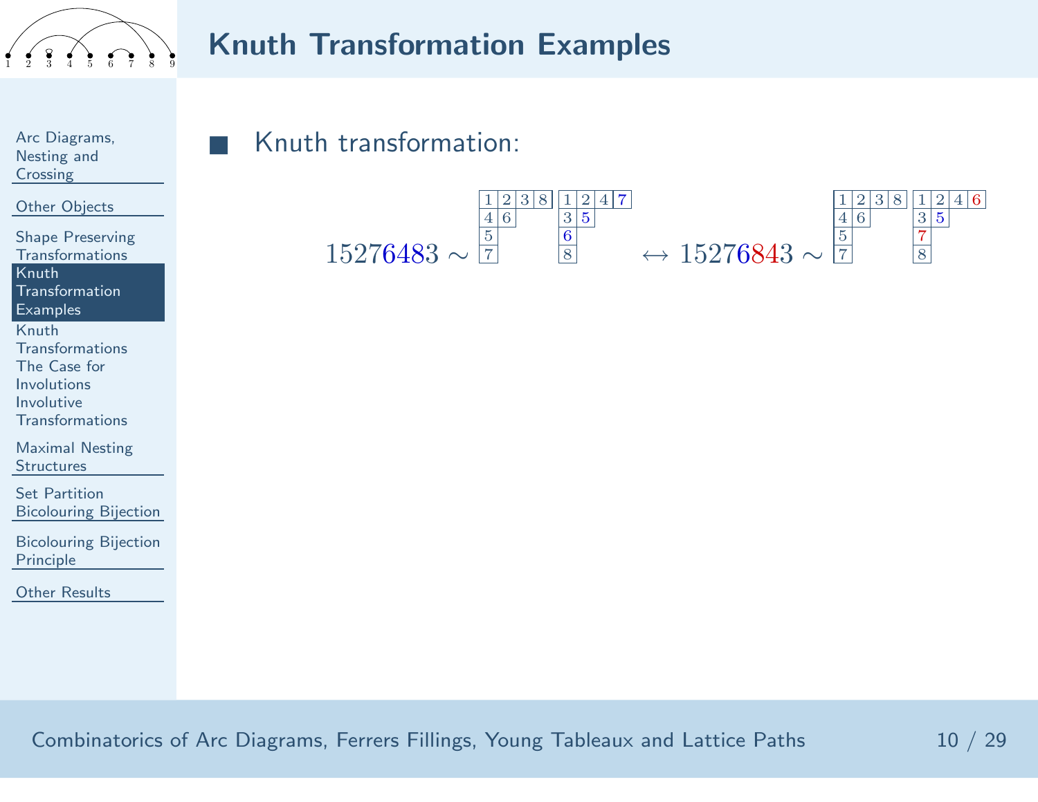# Knuth Transformation Examples

- Knuth transformation:

$$15276483 \sim \begin{array}{|c|c|c|c|}\hline 1&2&3&8\\\hline 4&6\\\cline{1-2} 5\\\cline{1-1} 7\\\cline{1-1}\end{array}\ \begin{array}{|c|c|c|c|}\hline 1&2&4&7\\\hline 3&5\\\cline{1-2} 6\\\cline{1-1} 8\\\cline{1-1}\end{array} \quad \leftrightarrow 15276843 \sim \begin{array}{|c|c|c|c|}\hline 1&2&3&8\\\hline 4&6\\\cline{1-2} 5\\\cline{1-1} 7\\\cline{1-1}\end{array}\ \begin{array}{|c|c|c|c|}\hline 1&2&4&6\\\hline 3&5\\\cline{1-2} 7\\\cline{1-1} 8\\\cline{1-1}\end{array}$$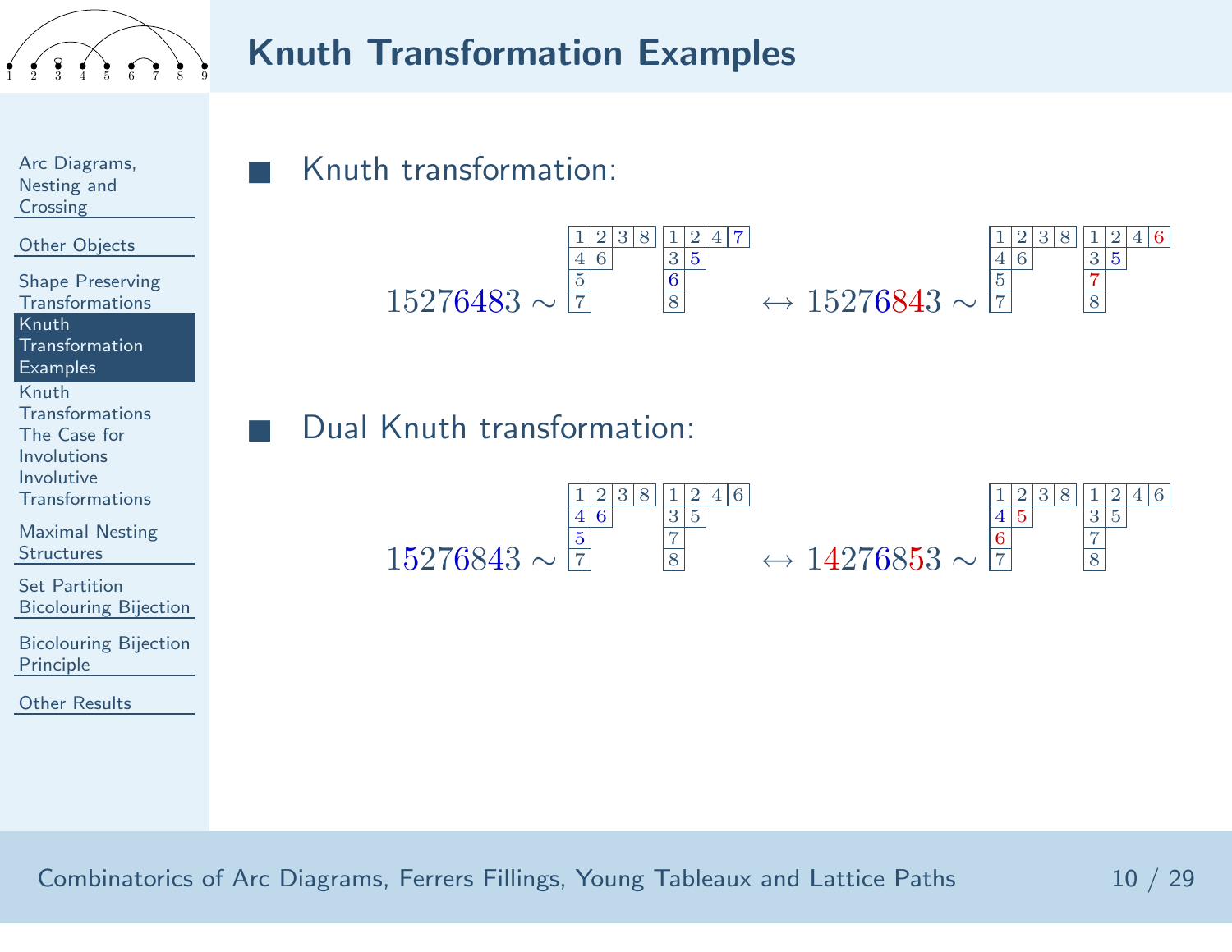# Knuth Transformation Examples

- Knuth transformation:

$$15276483 \sim \begin{array}{|c|c|c|c|}\hline 1&2&3&8\\\hline 4&6\\\cline{1-2} 5\\\cline{1-1} 7\\\cline{1-1}\end{array} \quad \begin{array}{|c|c|c|c|}\hline 1&2&4&7\\\hline 3&5\\\cline{1-2} 6\\\cline{1-1} 8\\\cline{1-1}\end{array} \leftrightarrow 15276843 \sim \begin{array}{|c|c|c|c|}\hline 1&2&3&8\\\hline 4&6\\\cline{1-2} 5\\\cline{1-1} 7\\\cline{1-1}\end{array} \quad \begin{array}{|c|c|c|c|}\hline 1&2&4&6\\\hline 3&5\\\cline{1-2} 7\\\cline{1-1} 8\\\cline{1-1}\end{array}$$

- Dual Knuth transformation:

$$15276843 \sim \begin{array}{|c|c|c|c|}\hline 1&2&3&8\\\hline 4&6\\\cline{1-2} 5\\\cline{1-1} 7\\\cline{1-1}\end{array} \quad \begin{array}{|c|c|c|c|}\hline 1&2&4&6\\\hline 3&5\\\cline{1-2} 7\\\cline{1-1} 8\\\cline{1-1}\end{array} \leftrightarrow 14276853 \sim \begin{array}{|c|c|c|c|}\hline 1&2&3&8\\\hline 4&5\\\cline{1-2} 6\\\cline{1-1} 7\\\cline{1-1}\end{array} \quad \begin{array}{|c|c|c|c|}\hline 1&2&4&6\\\hline 3&5\\\cline{1-2} 7\\\cline{1-1} 8\\\cline{1-1}\end{array}$$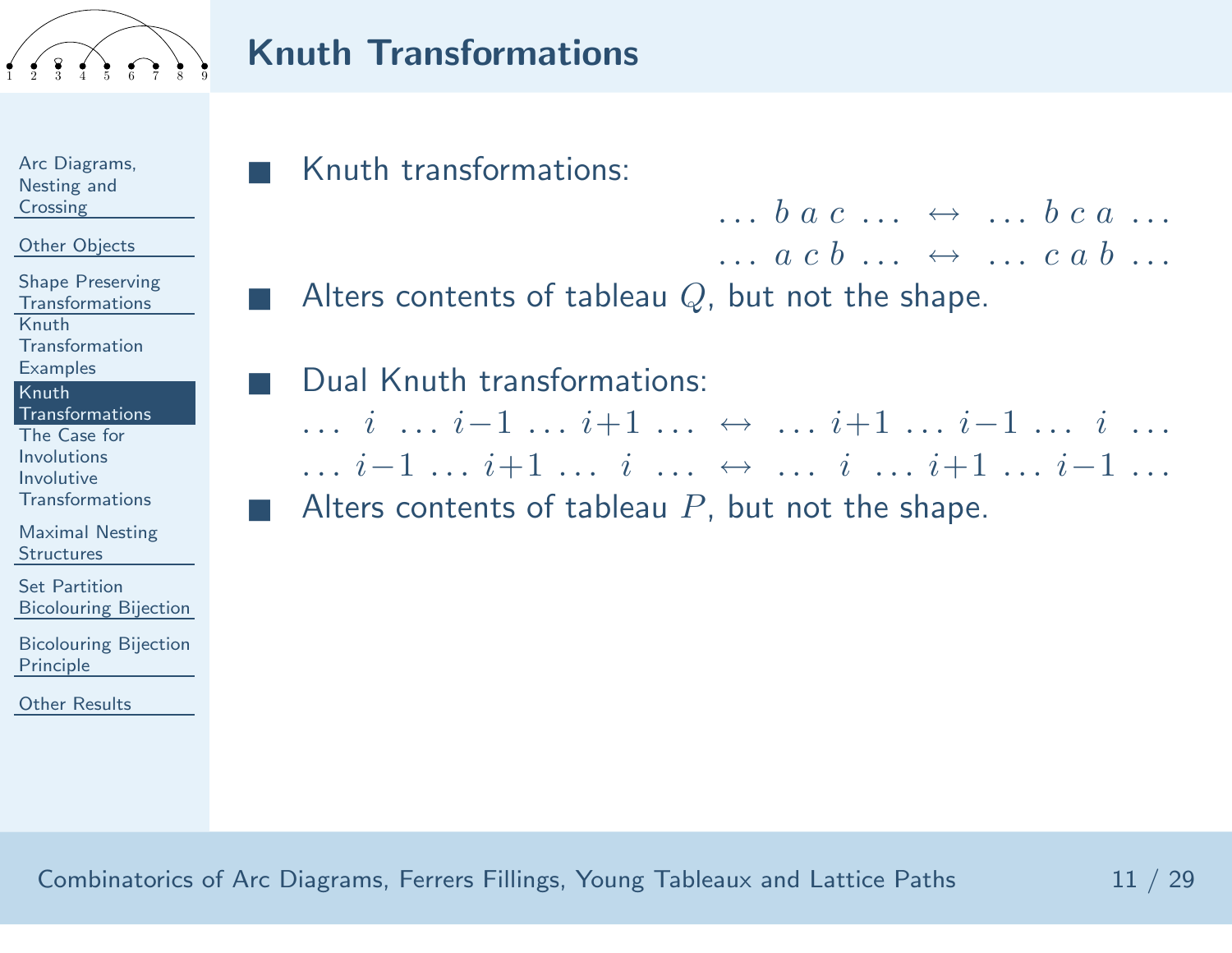# Knuth Transformations

- Knuth transformations:

$$\ldots\; b\; a\; c\; \ldots \;\leftrightarrow\; \ldots\; b\; c\; a\; \ldots$$
$$\ldots\; a\; c\; b\; \ldots \;\leftrightarrow\; \ldots\; c\; a\; b\; \ldots$$

- Alters contents of tableau $Q$, but not the shape.

- Dual Knuth transformations:

$$\ldots\; i\; \ldots\; i{-}1\; \ldots\; i{+}1\; \ldots \;\leftrightarrow\; \ldots\; i{+}1\; \ldots\; i{-}1\; \ldots\; i\; \ldots$$
$$\ldots\; i{-}1\; \ldots\; i{+}1\; \ldots\; i\; \ldots \;\leftrightarrow\; \ldots\; i\; \ldots\; i{+}1\; \ldots\; i{-}1\; \ldots$$

- Alters contents of tableau $P$, but not the shape.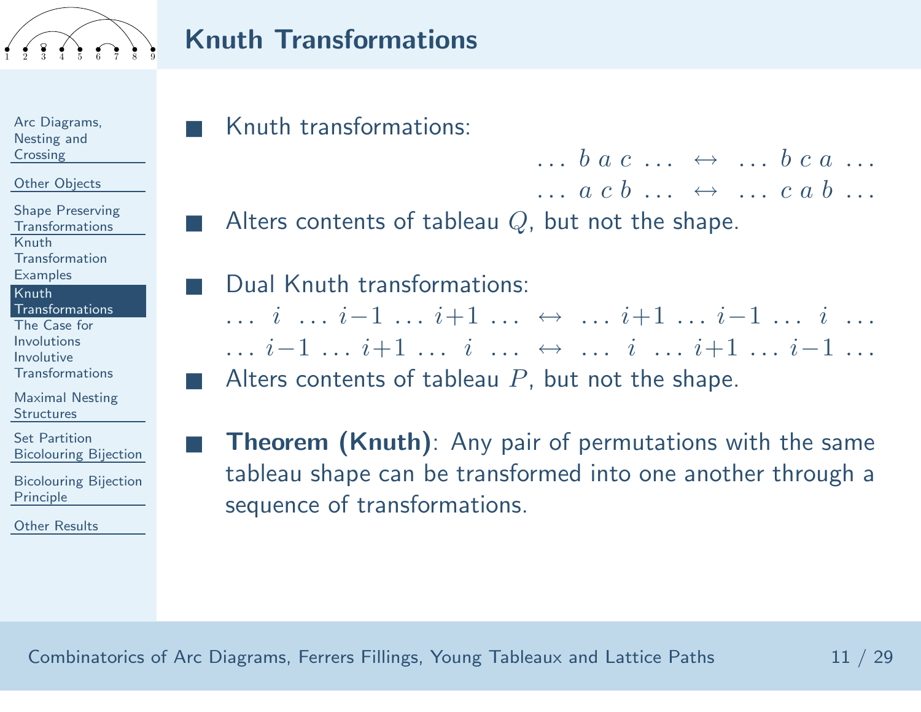# Knuth Transformations

- Knuth transformations:

$$\ldots\ b\ a\ c\ \ldots\ \leftrightarrow\ \ldots\ b\ c\ a\ \ldots$$
$$\ldots\ a\ c\ b\ \ldots\ \leftrightarrow\ \ldots\ c\ a\ b\ \ldots$$

- Alters contents of tableau $Q$, but not the shape.

- Dual Knuth transformations:

$$\ldots\ i\ \ldots\ i{-}1\ \ldots\ i{+}1\ \ldots\ \leftrightarrow\ \ldots\ i{+}1\ \ldots\ i{-}1\ \ldots\ i\ \ldots$$
$$\ldots\ i{-}1\ \ldots\ i{+}1\ \ldots\ i\ \ldots\ \leftrightarrow\ \ldots\ i\ \ldots\ i{+}1\ \ldots\ i{-}1\ \ldots$$

- Alters contents of tableau $P$, but not the shape.

- **Theorem (Knuth)**: Any pair of permutations with the same tableau shape can be transformed into one another through a sequence of transformations.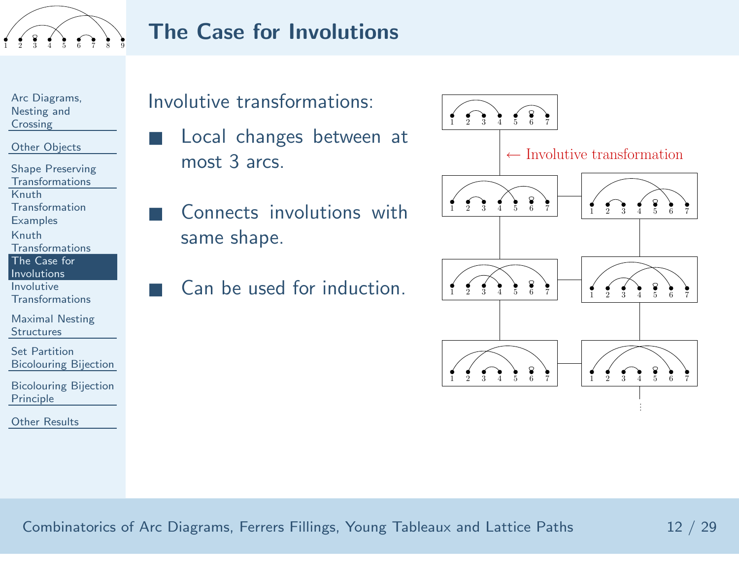# The Case for Involutions

Involutive transformations:

- Local changes between at most 3 arcs.
- Connects involutions with same shape.
- Can be used for induction.

← Involutive transformation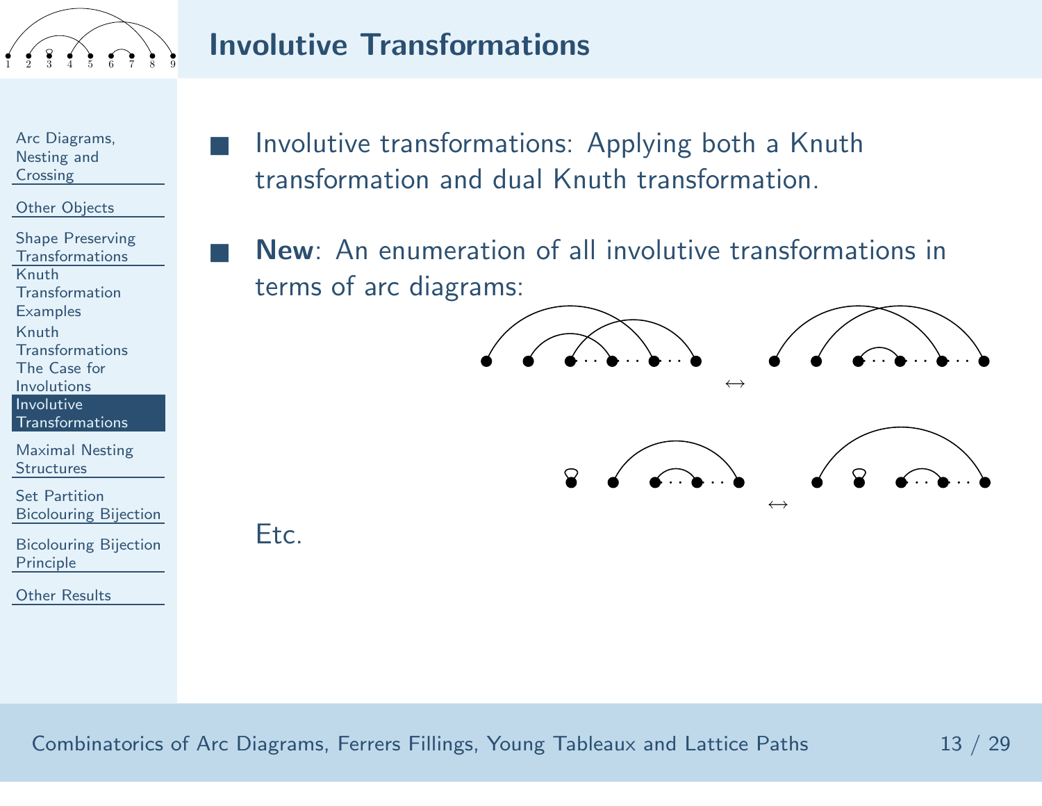# Involutive Transformations

- Involutive transformations: Applying both a Knuth transformation and dual Knuth transformation.
- **New**: An enumeration of all involutive transformations in terms of arc diagrams:

$\leftrightarrow$

$\leftrightarrow$

Etc.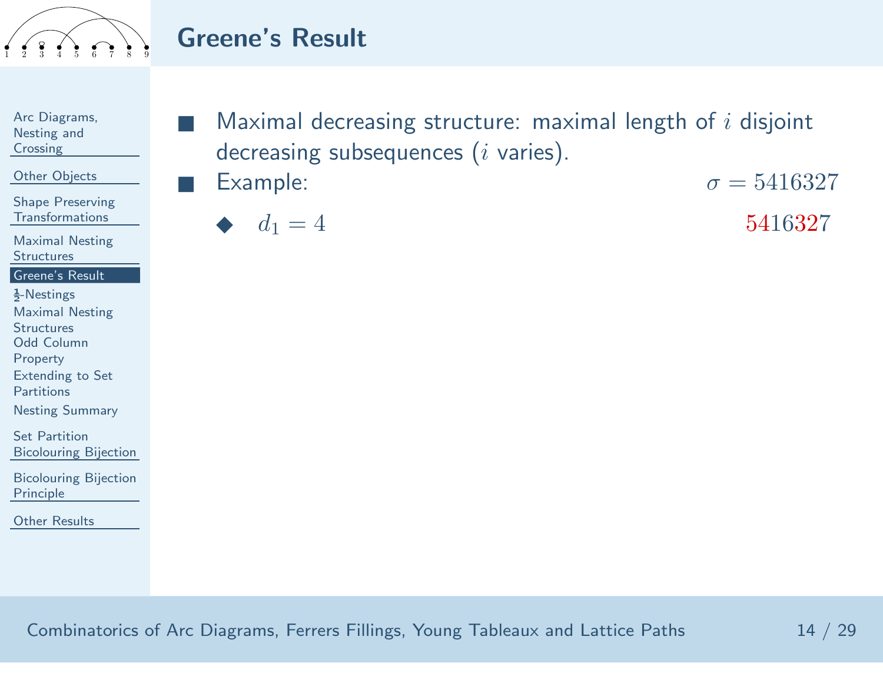# Greene's Result

- Maximal decreasing structure: maximal length of $i$ disjoint decreasing subsequences ($i$ varies).
- Example: $\sigma = 5416327$
  - $d_1 = 4$ $\quad 5416327$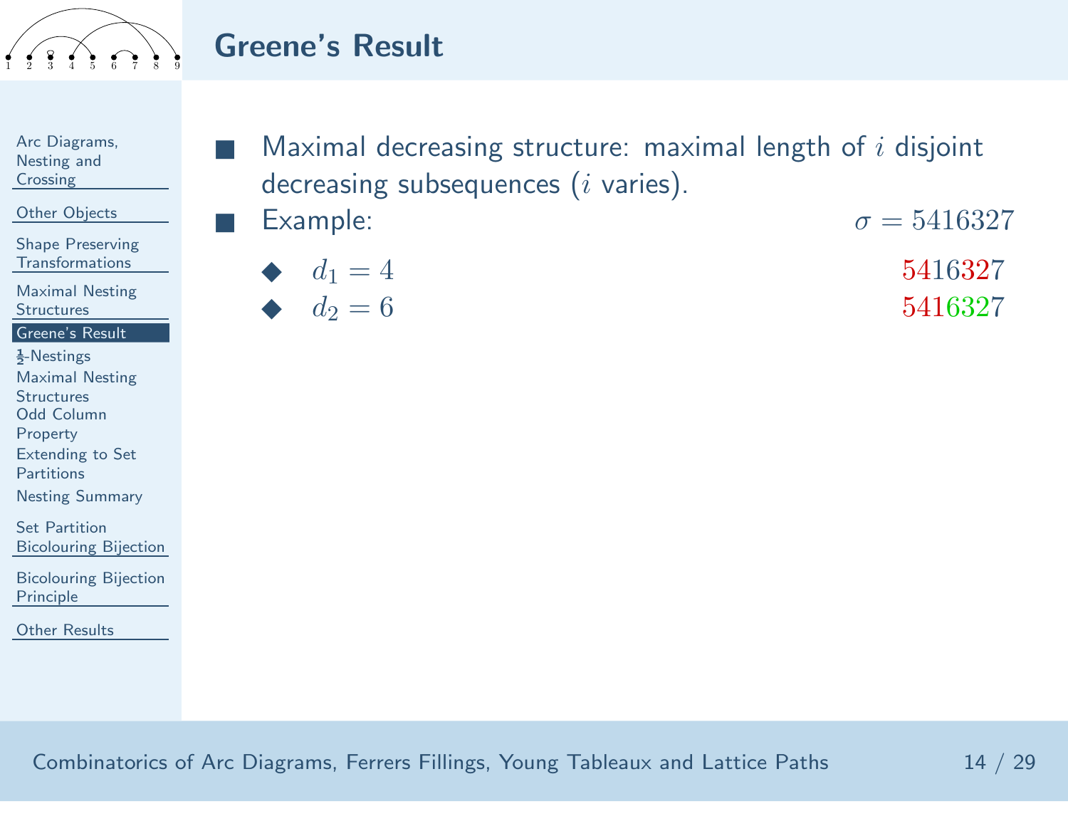# Greene's Result

- Maximal decreasing structure: maximal length of $i$ disjoint decreasing subsequences ($i$ varies).
- Example: $\sigma = 5416327$
  - $d_1 = 4$ $\quad 5416327$
  - $d_2 = 6$ $\quad 5416327$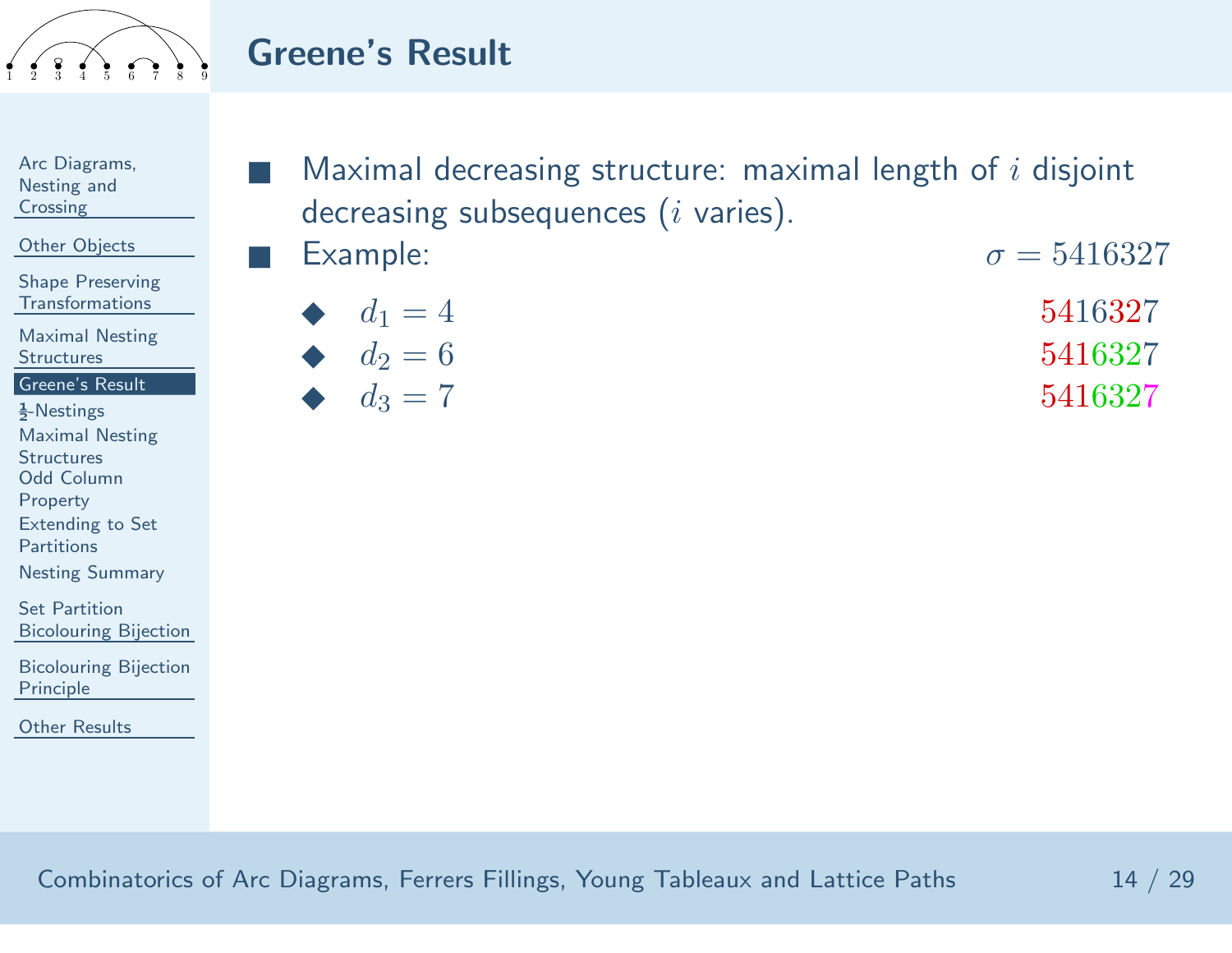# Greene's Result

- Maximal decreasing structure: maximal length of $i$ disjoint decreasing subsequences ($i$ varies).
- Example: $\sigma = 5416327$
  - $d_1 = 4$ — $5416327$
  - $d_2 = 6$ — $5416327$
  - $d_3 = 7$ — $5416327$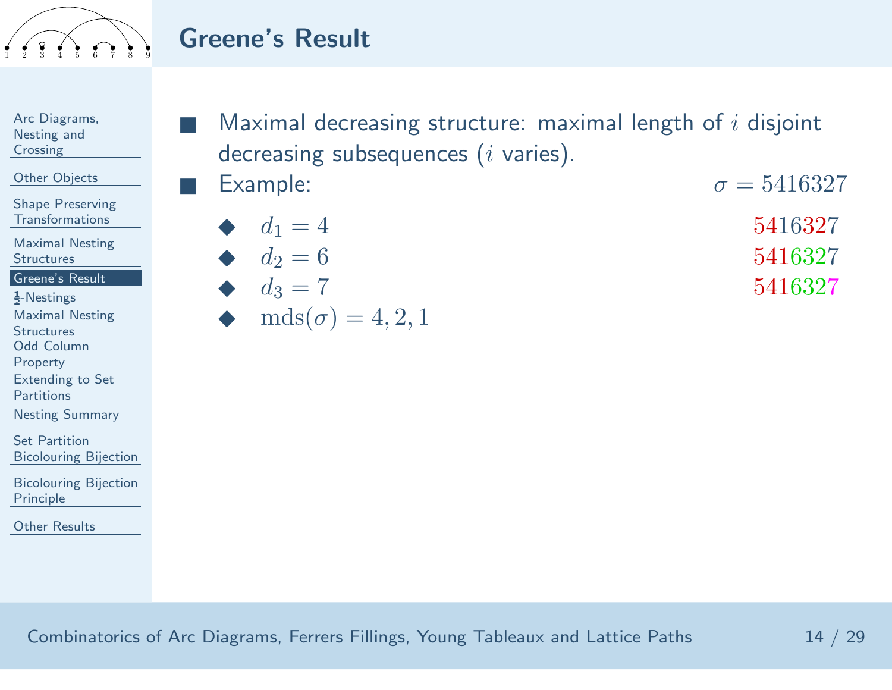# Greene's Result

- Maximal decreasing structure: maximal length of $i$ disjoint decreasing subsequences ($i$ varies).
- Example: $\sigma = 5416327$
  - $d_1 = 4$ — $5416327$
  - $d_2 = 6$ — $5416327$
  - $d_3 = 7$ — $5416327$
  - $\mathrm{mds}(\sigma) = 4, 2, 1$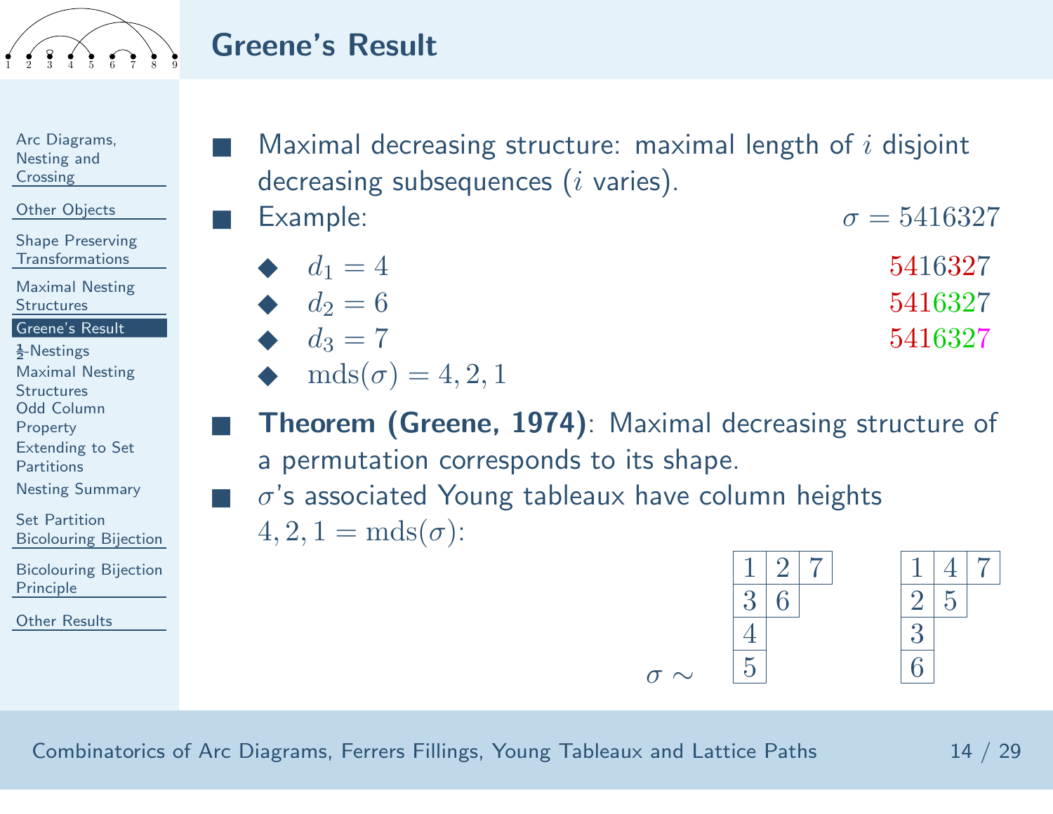## Greene's Result

- Maximal decreasing structure: maximal length of $i$ disjoint decreasing subsequences ($i$ varies).
- Example: $\sigma = 5416327$
  - $d_1 = 4$ — $5416327$
  - $d_2 = 6$ — $5416327$
  - $d_3 = 7$ — $5416327$
  - $\mathrm{mds}(\sigma) = 4, 2, 1$
- **Theorem (Greene, 1974)**: Maximal decreasing structure of a permutation corresponds to its shape.
- $\sigma$'s associated Young tableaux have column heights $4, 2, 1 = \mathrm{mds}(\sigma)$:

$\sigma \sim$

| 1 | 2 | 7 |
|---|---|---|
| 3 | 6 | |
| 4 | | |
| 5 | | |

| 1 | 4 | 7 |
|---|---|---|
| 2 | 5 | |
| 3 | | |
| 6 | | |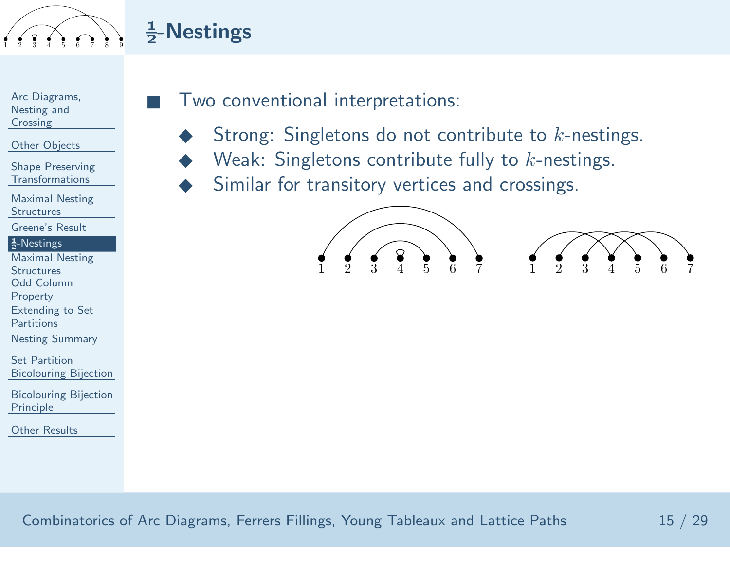# $\frac{1}{2}$-Nestings

- Two conventional interpretations:
  - Strong: Singletons do not contribute to $k$-nestings.
  - Weak: Singletons contribute fully to $k$-nestings.
  - Similar for transitory vertices and crossings.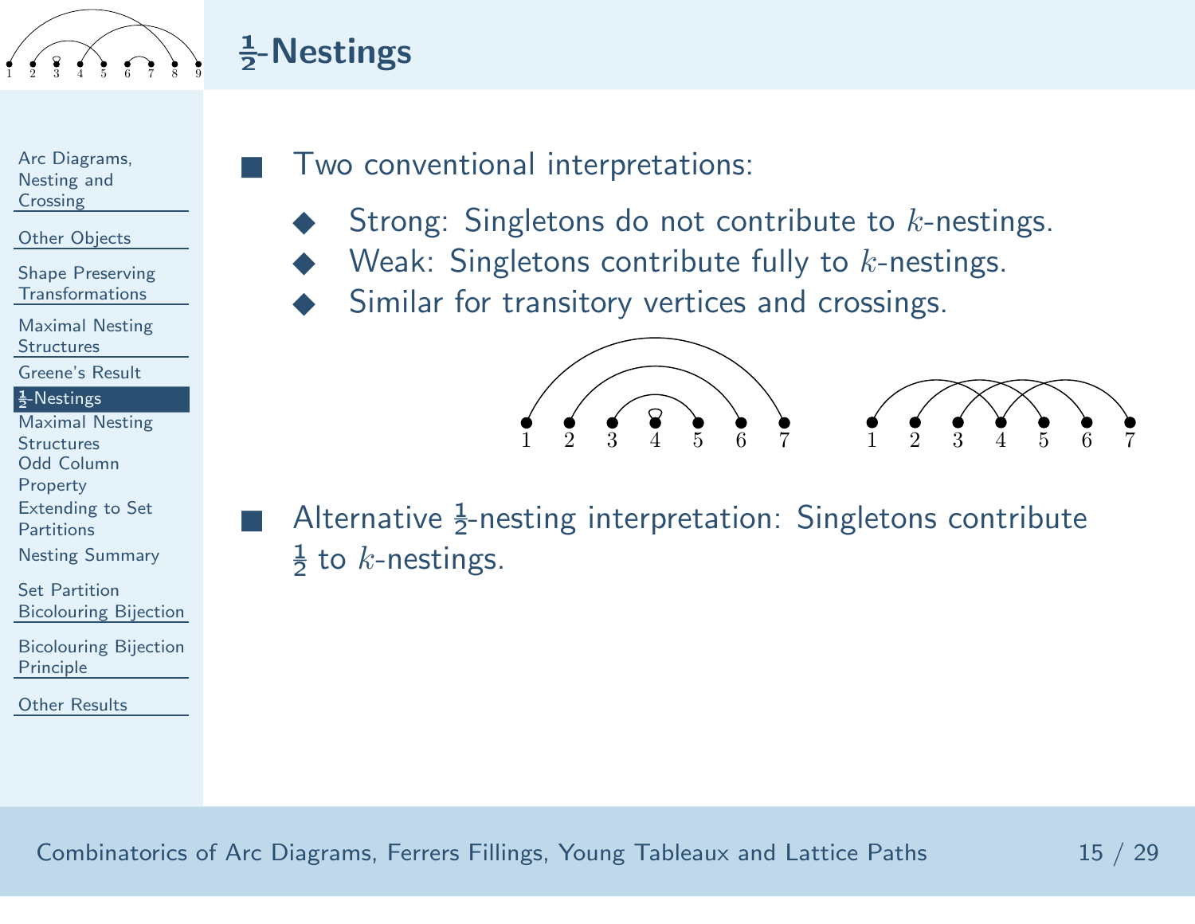# $\frac{1}{2}$-Nestings

- Two conventional interpretations:
  - Strong: Singletons do not contribute to $k$-nestings.
  - Weak: Singletons contribute fully to $k$-nestings.
  - Similar for transitory vertices and crossings.

- Alternative $\frac{1}{2}$-nesting interpretation: Singletons contribute $\frac{1}{2}$ to $k$-nestings.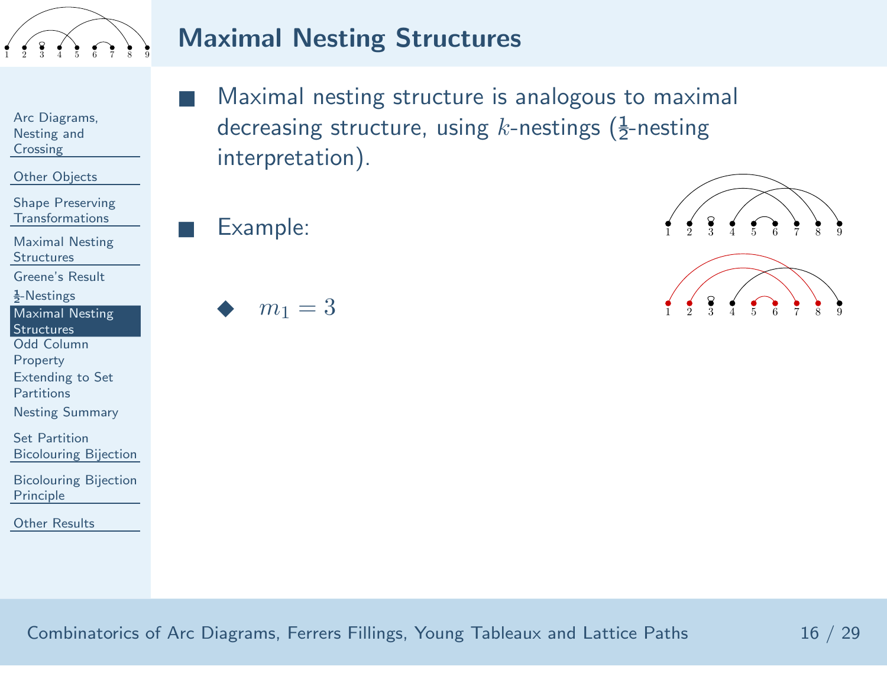## Maximal Nesting Structures

- Maximal nesting structure is analogous to maximal decreasing structure, using $k$-nestings ($\frac{1}{2}$-nesting interpretation).

- Example:

  - $m_1 = 3$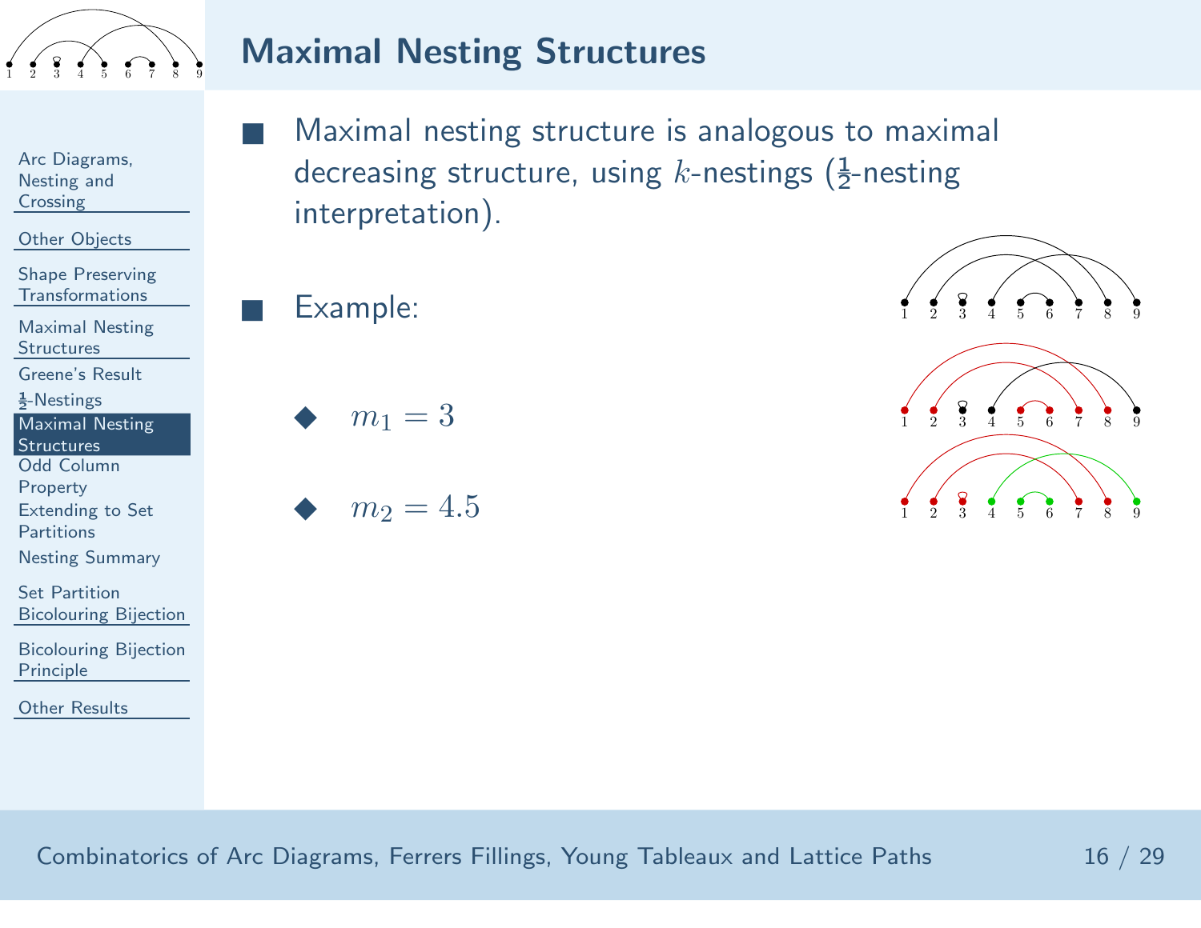# Maximal Nesting Structures

- Maximal nesting structure is analogous to maximal decreasing structure, using $k$-nestings ($\frac{1}{2}$-nesting interpretation).

- Example:
  - $m_1 = 3$
  - $m_2 = 4.5$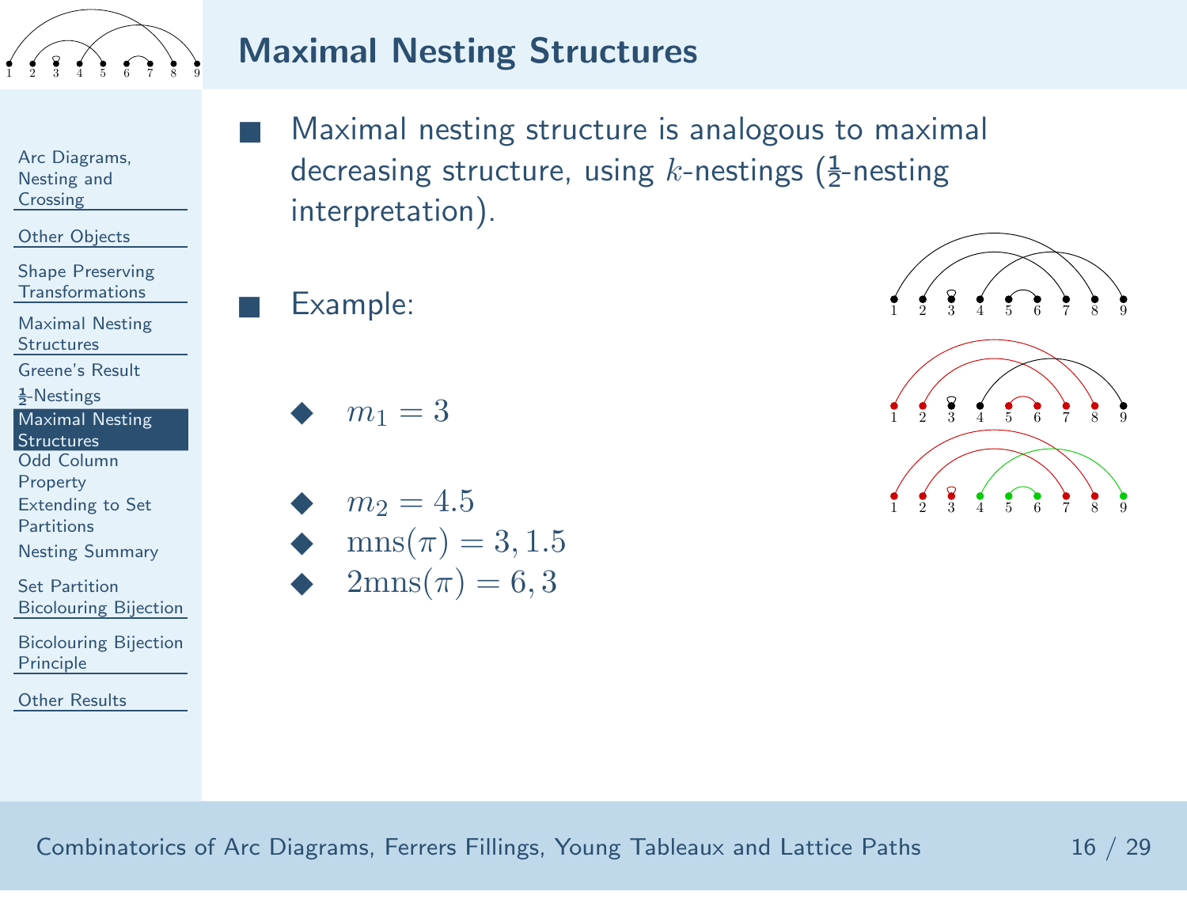# Maximal Nesting Structures

- Maximal nesting structure is analogous to maximal decreasing structure, using $k$-nestings ($\frac{1}{2}$-nesting interpretation).

- Example:

  - $m_1 = 3$

  - $m_2 = 4.5$
  - $\text{mns}(\pi) = 3, 1.5$
  - $2\text{mns}(\pi) = 6, 3$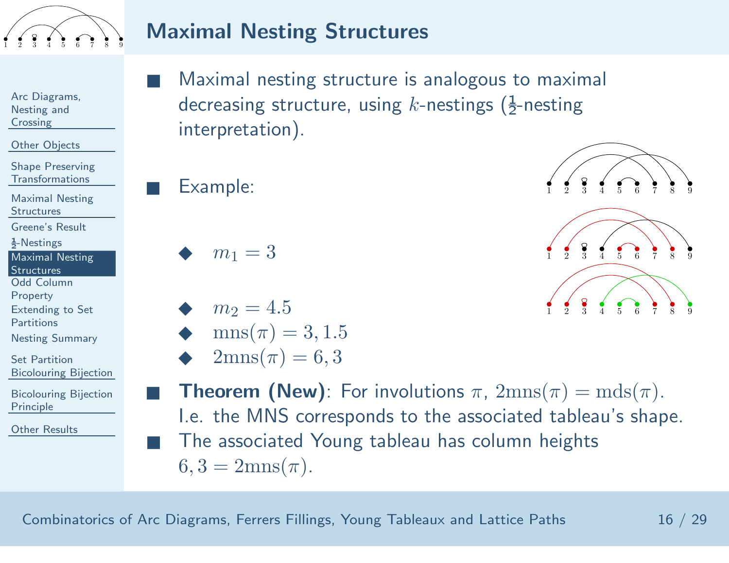# Maximal Nesting Structures

- Maximal nesting structure is analogous to maximal decreasing structure, using $k$-nestings ($\frac{1}{2}$-nesting interpretation).
- Example:
  - $m_1 = 3$
  - $m_2 = 4.5$
  - $\text{mns}(\pi) = 3, 1.5$
  - $2\text{mns}(\pi) = 6, 3$
- **Theorem (New)**: For involutions $\pi$, $2\text{mns}(\pi) = \text{mds}(\pi)$. I.e. the MNS corresponds to the associated tableau's shape.
- The associated Young tableau has column heights $6, 3 = 2\text{mns}(\pi)$.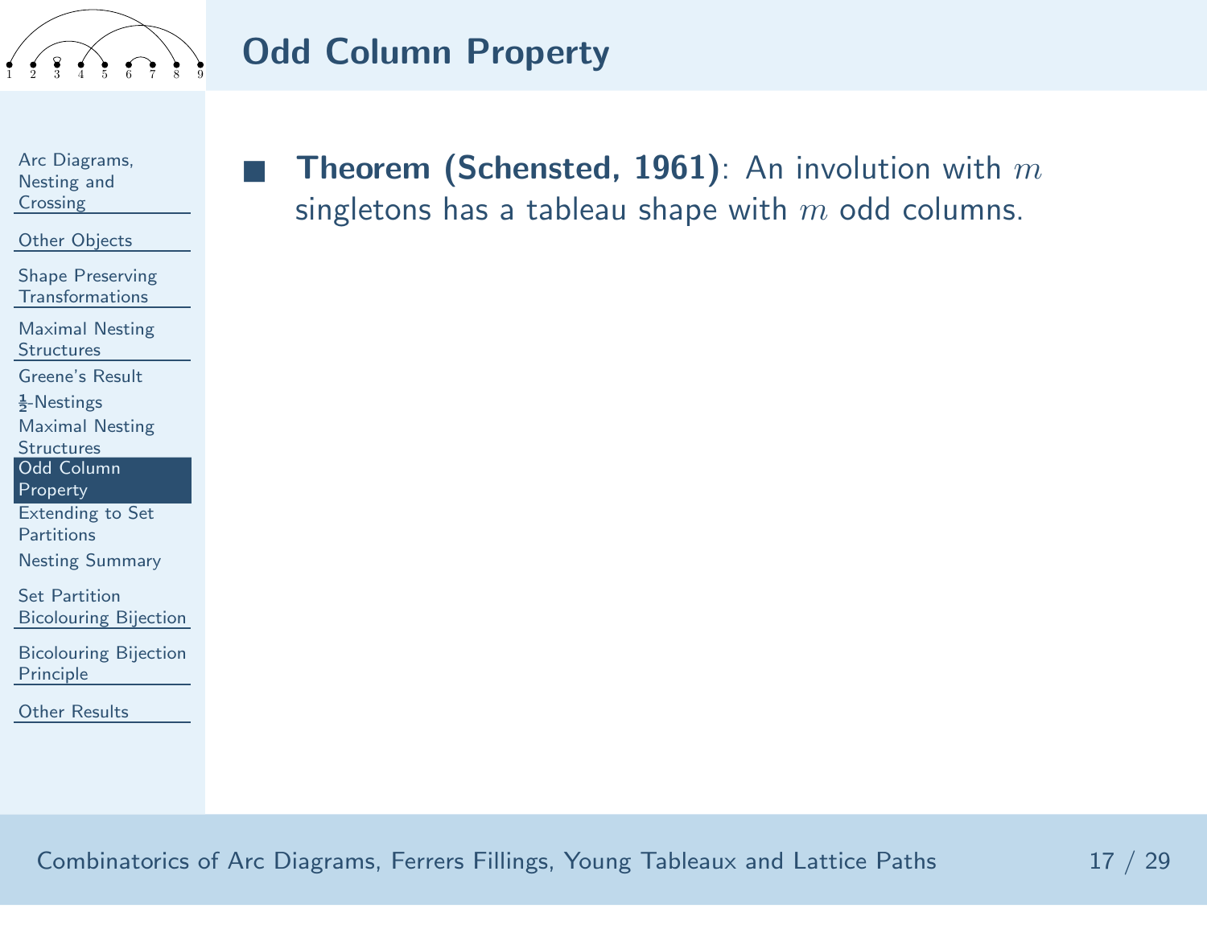# Odd Column Property

- **Theorem (Schensted, 1961)**: An involution with $m$ singletons has a tableau shape with $m$ odd columns.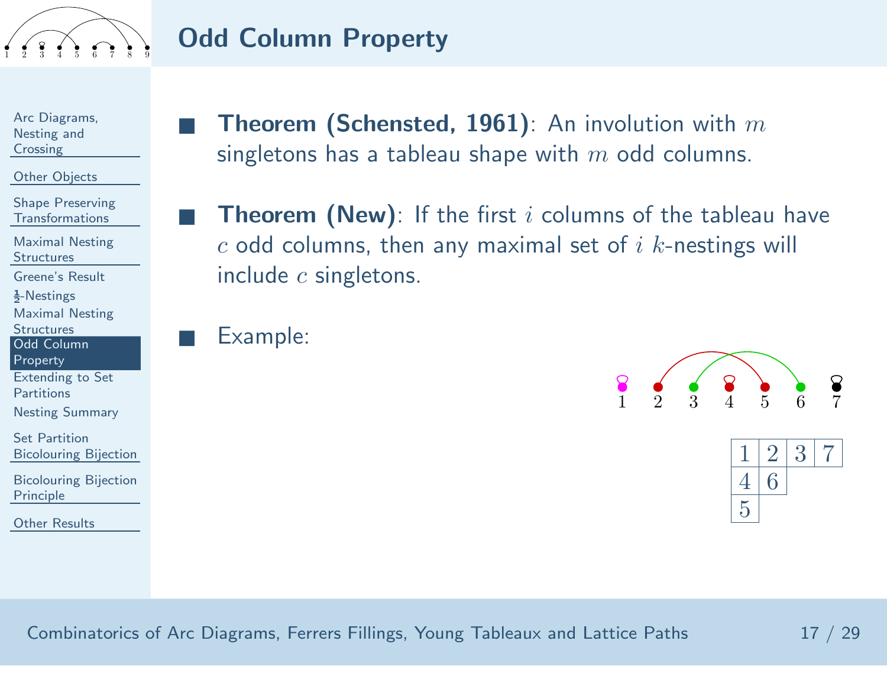## Odd Column Property

- **Theorem (Schensted, 1961)**: An involution with $m$ singletons has a tableau shape with $m$ odd columns.

- **Theorem (New)**: If the first $i$ columns of the tableau have $c$ odd columns, then any maximal set of $i$ $k$-nestings will include $c$ singletons.

- Example:

| 1 | 2 | 3 | 7 |
|---|---|---|---|
| 4 | 6 | | |
| 5 | | | |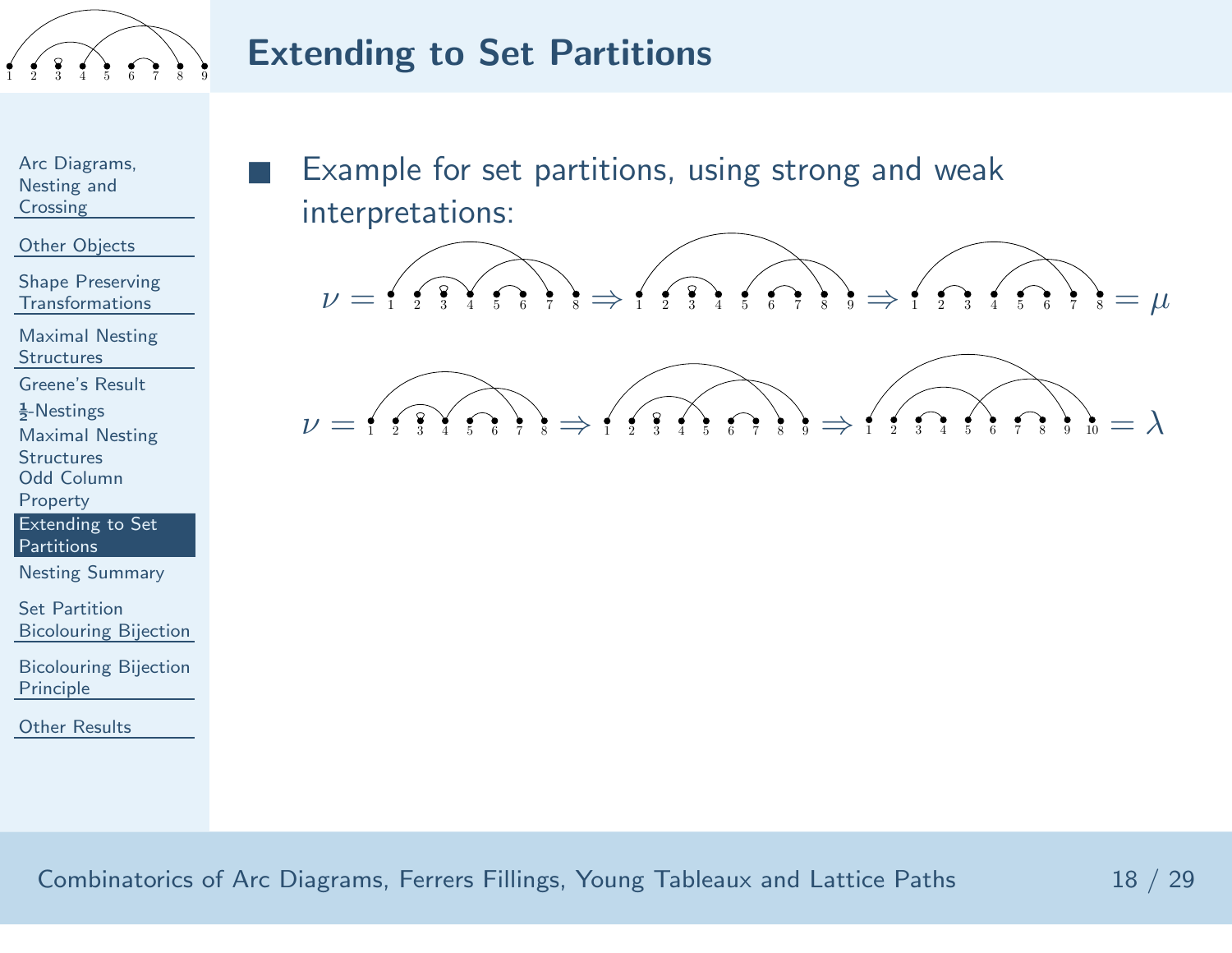# Extending to Set Partitions

- Example for set partitions, using strong and weak interpretations:

$$\nu = \quad \Rightarrow \quad \Rightarrow \quad = \mu$$

$$\nu = \quad \Rightarrow \quad \Rightarrow \quad = \lambda$$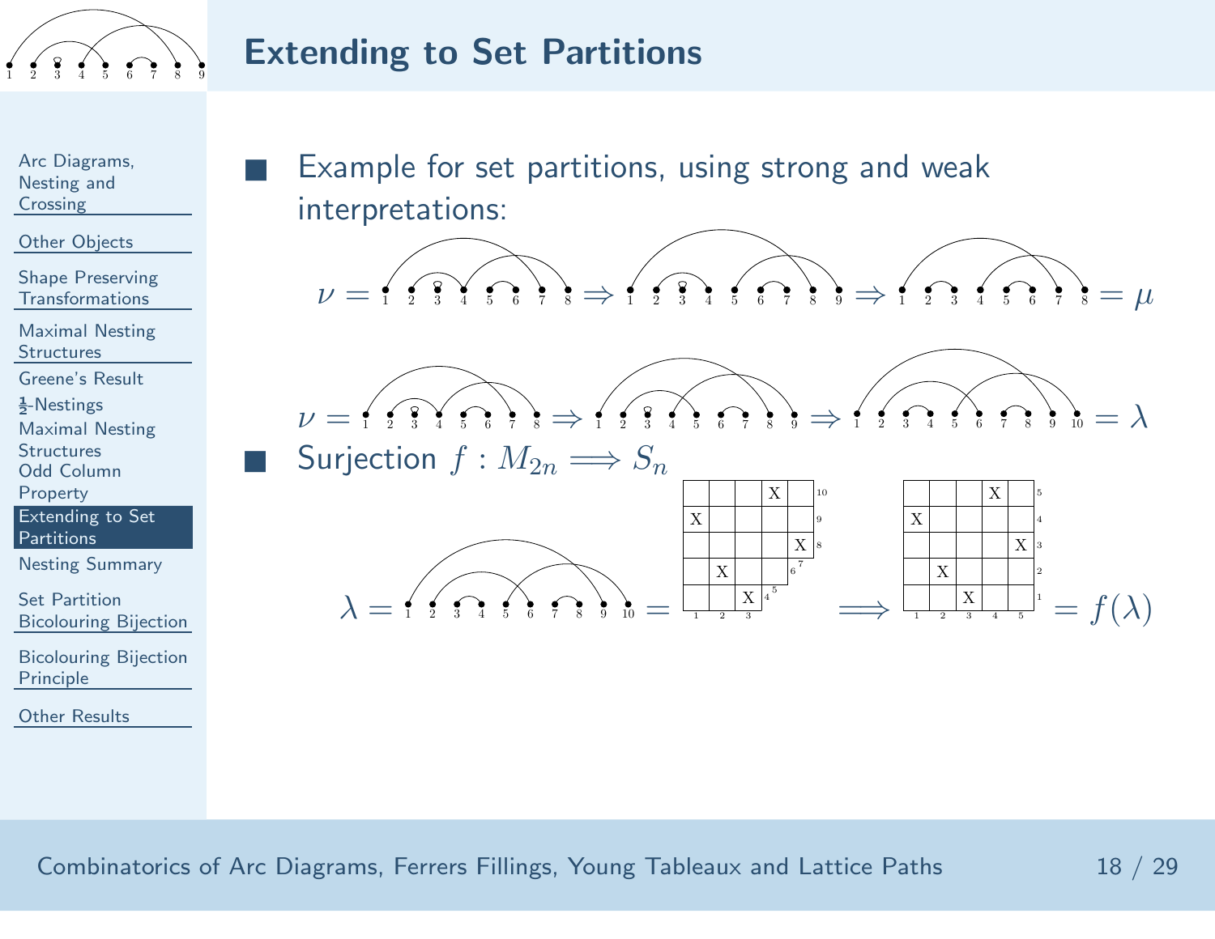# Extending to Set Partitions

- Example for set partitions, using strong and weak interpretations:

$$\nu = \Rightarrow \Rightarrow = \mu$$

$$\nu = \Rightarrow \Rightarrow = \lambda$$

- Surjection $f : M_{2n} \Longrightarrow S_n$

$$\lambda = \; = \; \Longrightarrow \; = f(\lambda)$$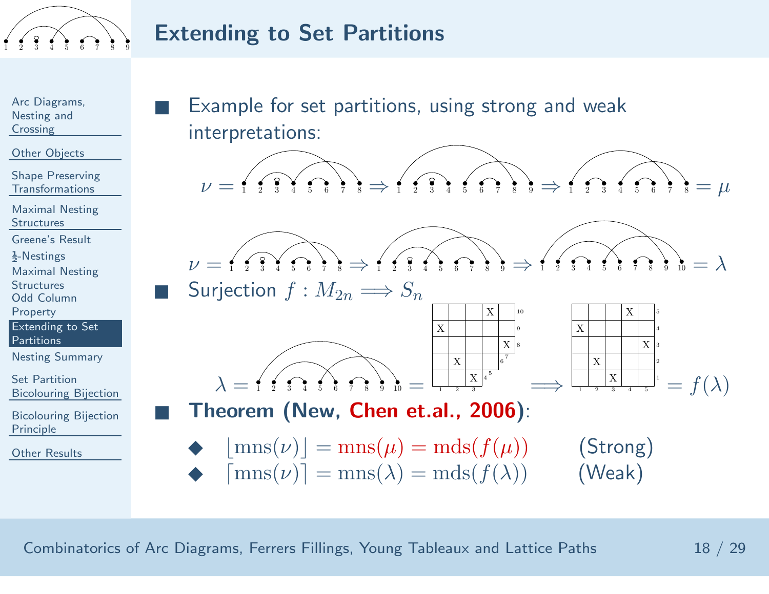# Extending to Set Partitions

- Example for set partitions, using strong and weak interpretations:

$\nu = \Rightarrow \Rightarrow = \mu$

$\nu = \Rightarrow \Rightarrow = \lambda$

- Surjection $f : M_{2n} \Longrightarrow S_n$

$\lambda = = \Longrightarrow = f(\lambda)$

- **Theorem (New, Chen et.al., 2006)**:
  - $\lfloor \text{mns}(\nu) \rfloor = \text{mns}(\mu) = \text{mds}(f(\mu))$ (Strong)
  - $\lceil \text{mns}(\nu) \rceil = \text{mns}(\lambda) = \text{mds}(f(\lambda))$ (Weak)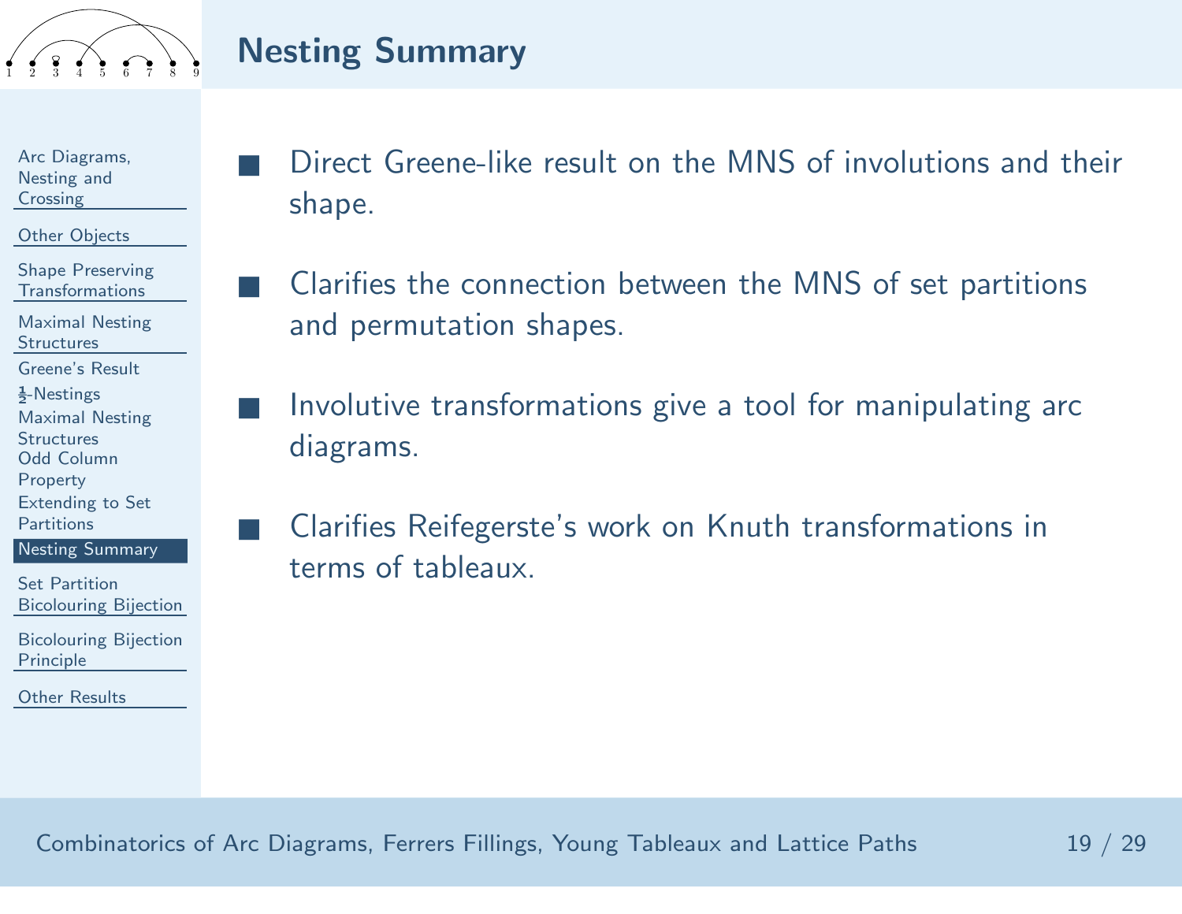# Nesting Summary

- Direct Greene-like result on the MNS of involutions and their shape.
- Clarifies the connection between the MNS of set partitions and permutation shapes.
- Involutive transformations give a tool for manipulating arc diagrams.
- Clarifies Reifegerste's work on Knuth transformations in terms of tableaux.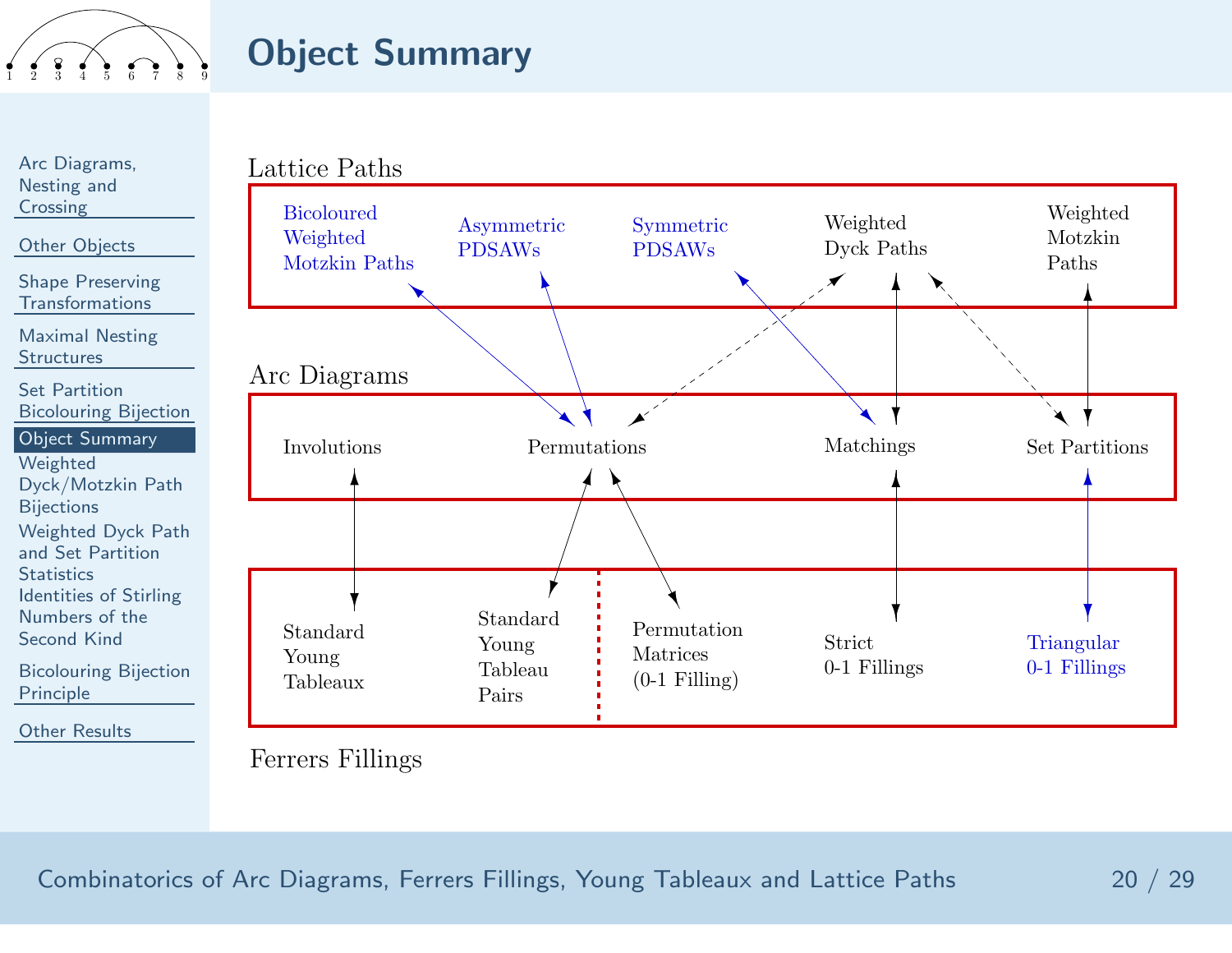# Object Summary

Lattice Paths

- Bicoloured Weighted Motzkin Paths
- Asymmetric PDSAWs
- Symmetric PDSAWs
- Weighted Dyck Paths
- Weighted Motzkin Paths

Arc Diagrams

- Involutions
- Permutations
- Matchings
- Set Partitions

Ferrers Fillings

- Standard Young Tableaux
- Standard Young Tableau Pairs
- Permutation Matrices (0-1 Filling)
- Strict 0-1 Fillings
- Triangular 0-1 Fillings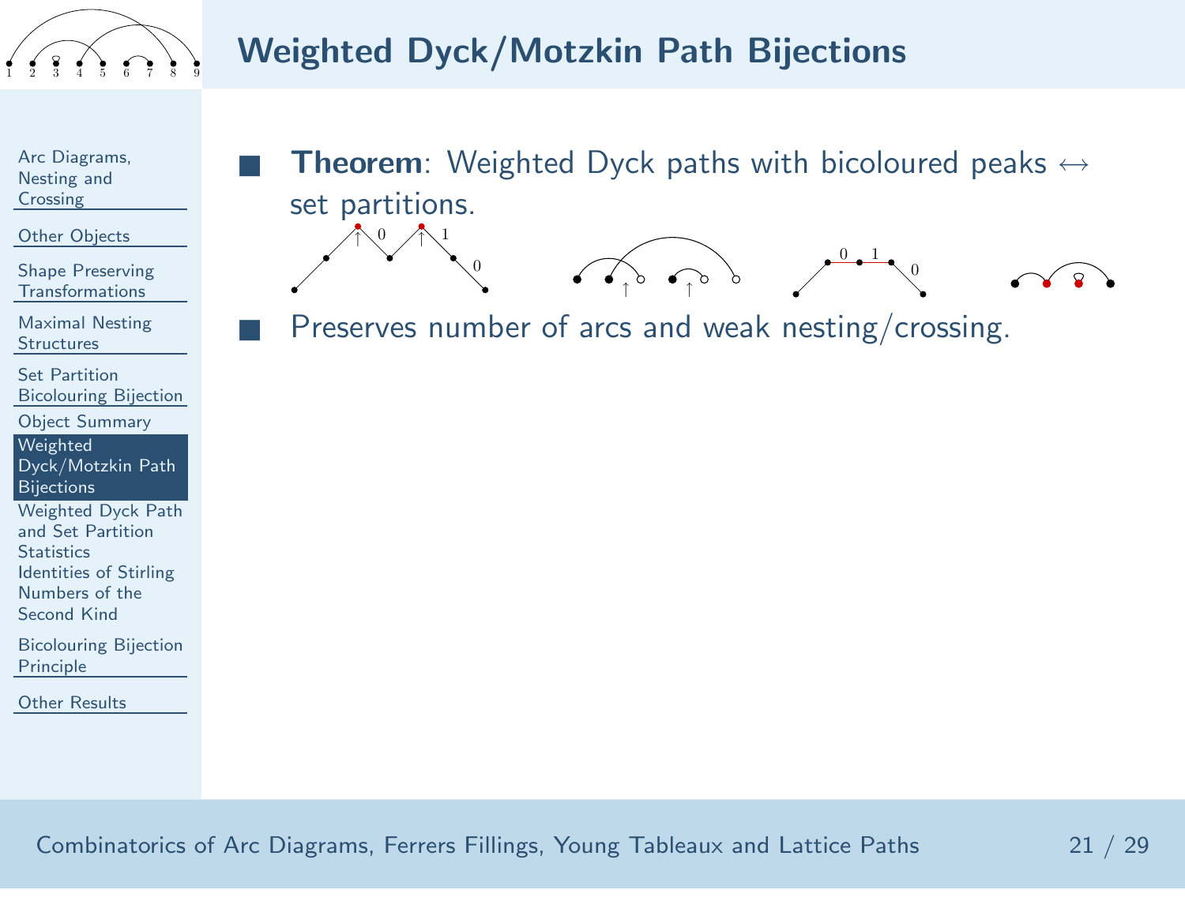# Weighted Dyck/Motzkin Path Bijections

- **Theorem**: Weighted Dyck paths with bicoloured peaks ↔ set partitions.
- Preserves number of arcs and weak nesting/crossing.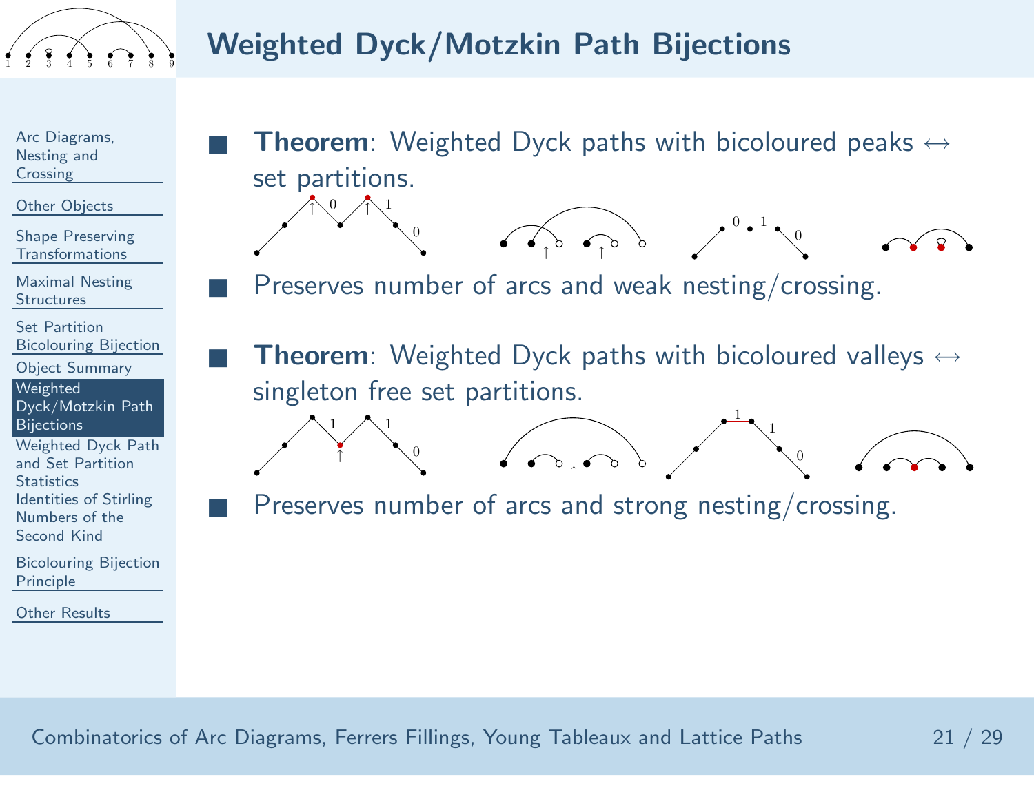# Weighted Dyck/Motzkin Path Bijections

- **Theorem**: Weighted Dyck paths with bicoloured peaks ↔ set partitions.
- Preserves number of arcs and weak nesting/crossing.
- **Theorem**: Weighted Dyck paths with bicoloured valleys ↔ singleton free set partitions.
- Preserves number of arcs and strong nesting/crossing.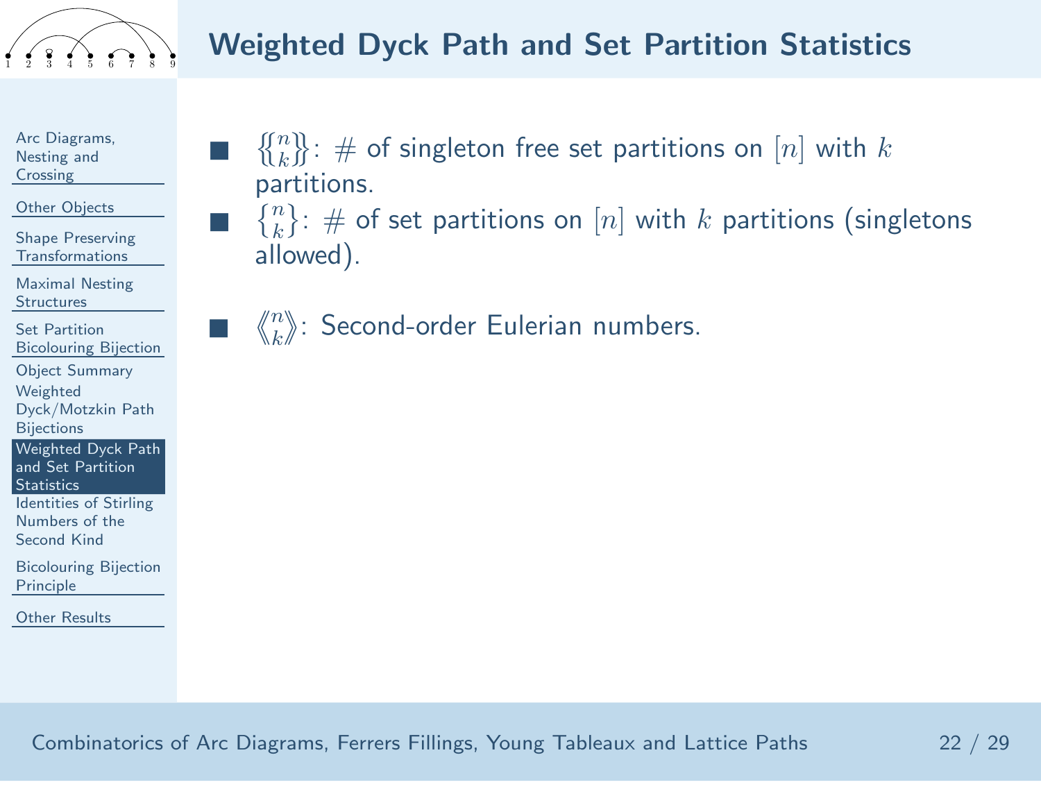# Weighted Dyck Path and Set Partition Statistics

- $\left\{\!\!\left\{ {n \atop k} \right\}\!\!\right\}$: # of singleton free set partitions on $[n]$ with $k$ partitions.
- $\left\{ {n \atop k} \right\}$: # of set partitions on $[n]$ with $k$ partitions (singletons allowed).
- $\left\langle\!\!\left\langle {n \atop k} \right\rangle\!\!\right\rangle$: Second-order Eulerian numbers.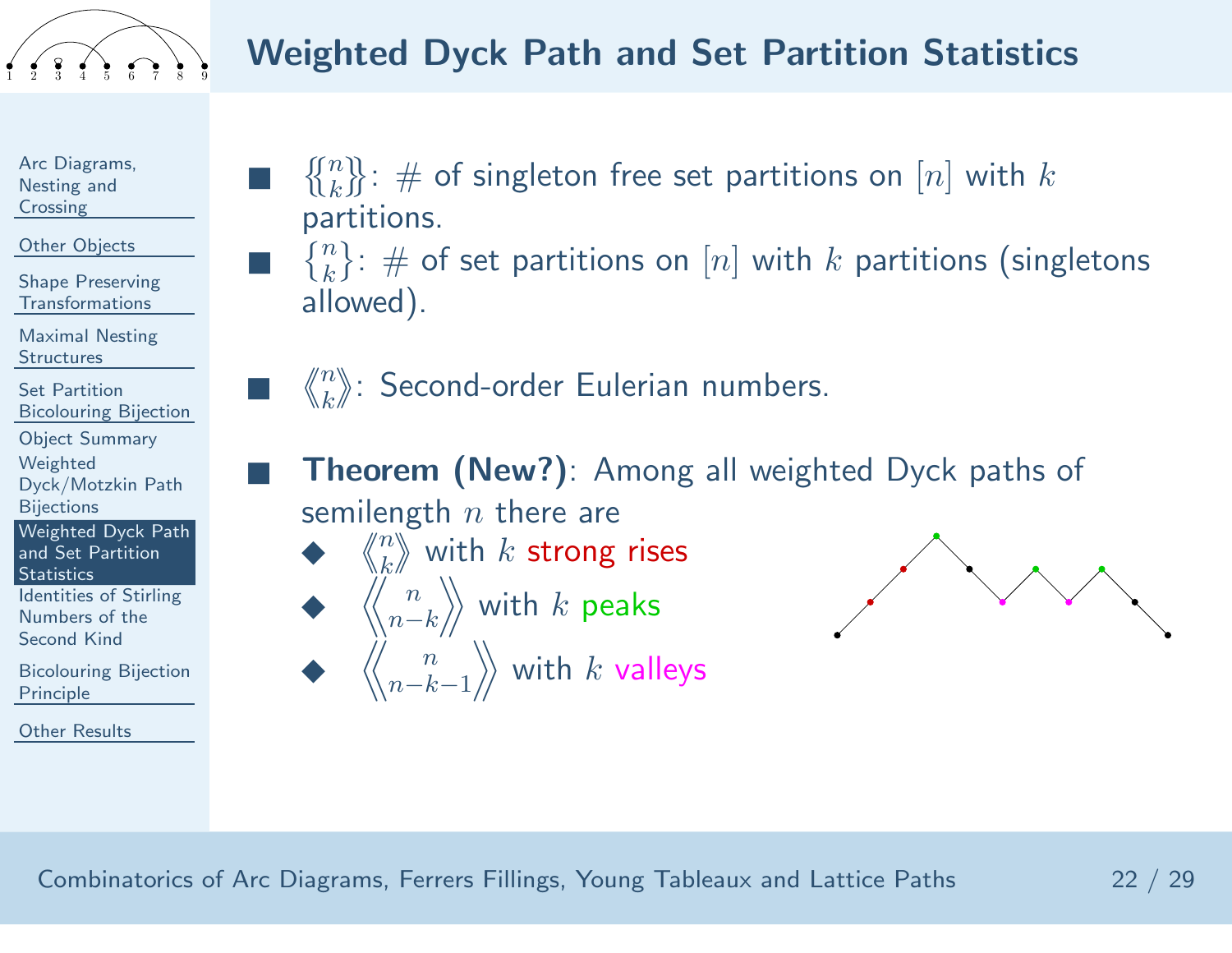# Weighted Dyck Path and Set Partition Statistics

- $\left\{\!\!\left\{ {n \atop k} \right\}\!\!\right\}$: # of singleton free set partitions on $[n]$ with $k$ partitions.
- $\left\{ {n \atop k} \right\}$: # of set partitions on $[n]$ with $k$ partitions (singletons allowed).
- $\left\langle\!\!\left\langle {n \atop k} \right\rangle\!\!\right\rangle$: Second-order Eulerian numbers.
- **Theorem (New?)**: Among all weighted Dyck paths of semilength $n$ there are
  - $\left\langle\!\!\left\langle {n \atop k} \right\rangle\!\!\right\rangle$ with $k$ strong rises
  - $\left\langle\!\!\left\langle {n \atop n-k} \right\rangle\!\!\right\rangle$ with $k$ peaks
  - $\left\langle\!\!\left\langle {n \atop n-k-1} \right\rangle\!\!\right\rangle$ with $k$ valleys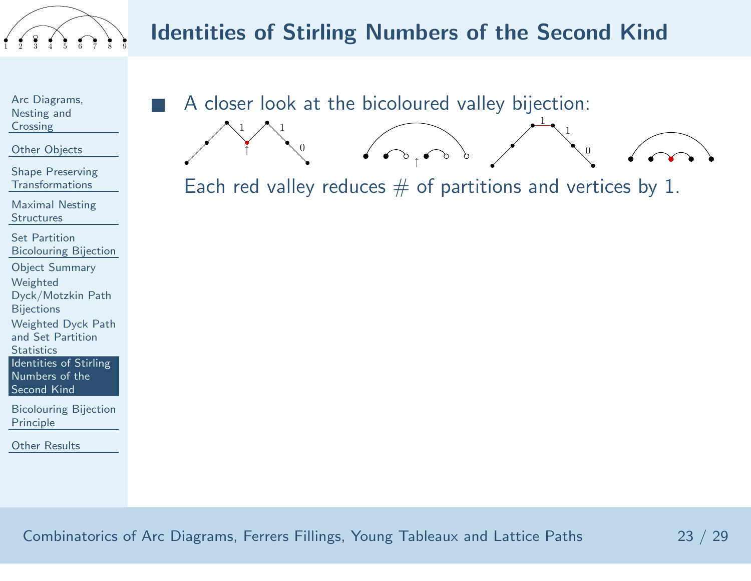# Identities of Stirling Numbers of the Second Kind

- A closer look at the bicoloured valley bijection:

Each red valley reduces # of partitions and vertices by 1.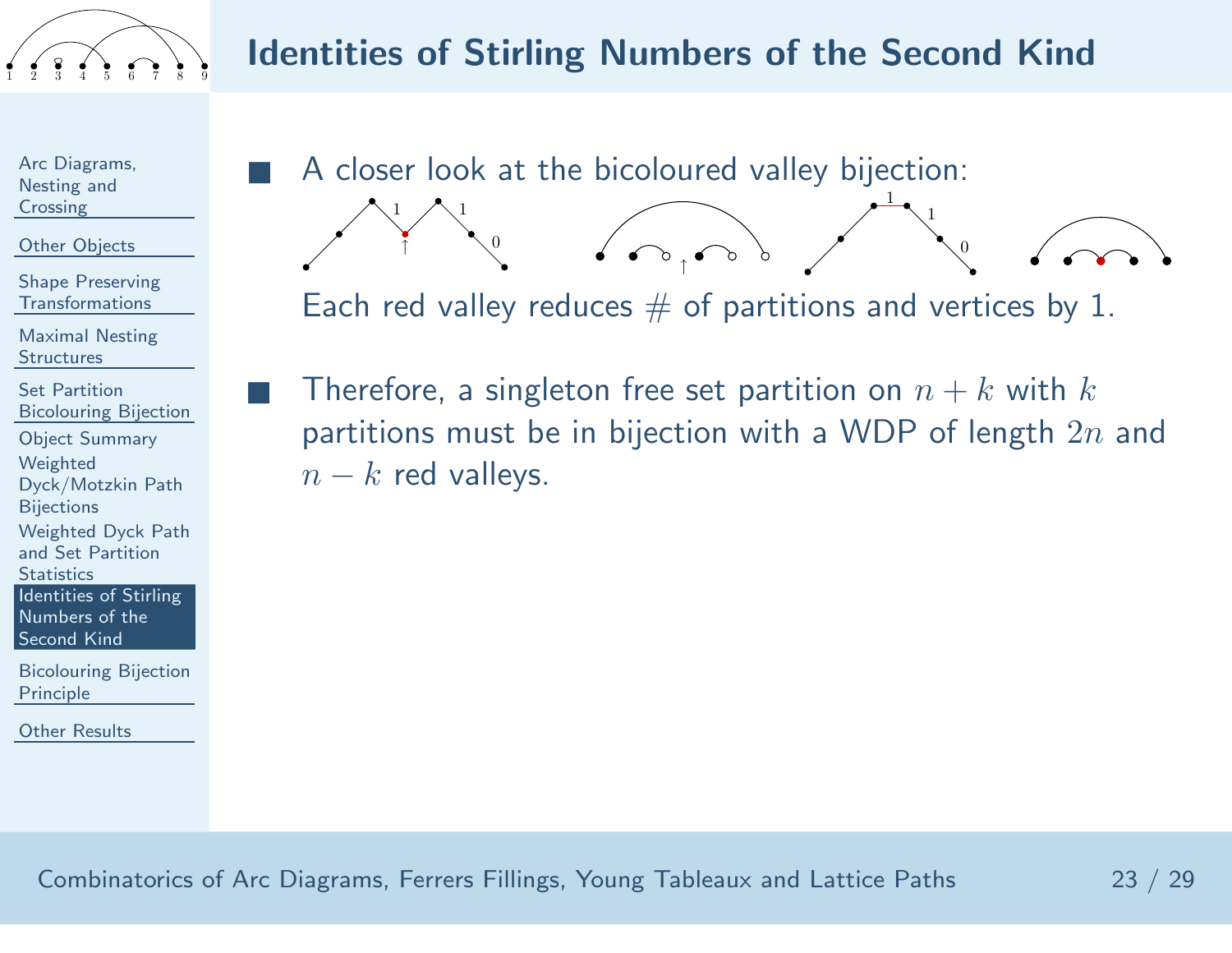## Identities of Stirling Numbers of the Second Kind

- A closer look at the bicoloured valley bijection:

  Each red valley reduces # of partitions and vertices by 1.

- Therefore, a singleton free set partition on $n+k$ with $k$ partitions must be in bijection with a WDP of length $2n$ and $n-k$ red valleys.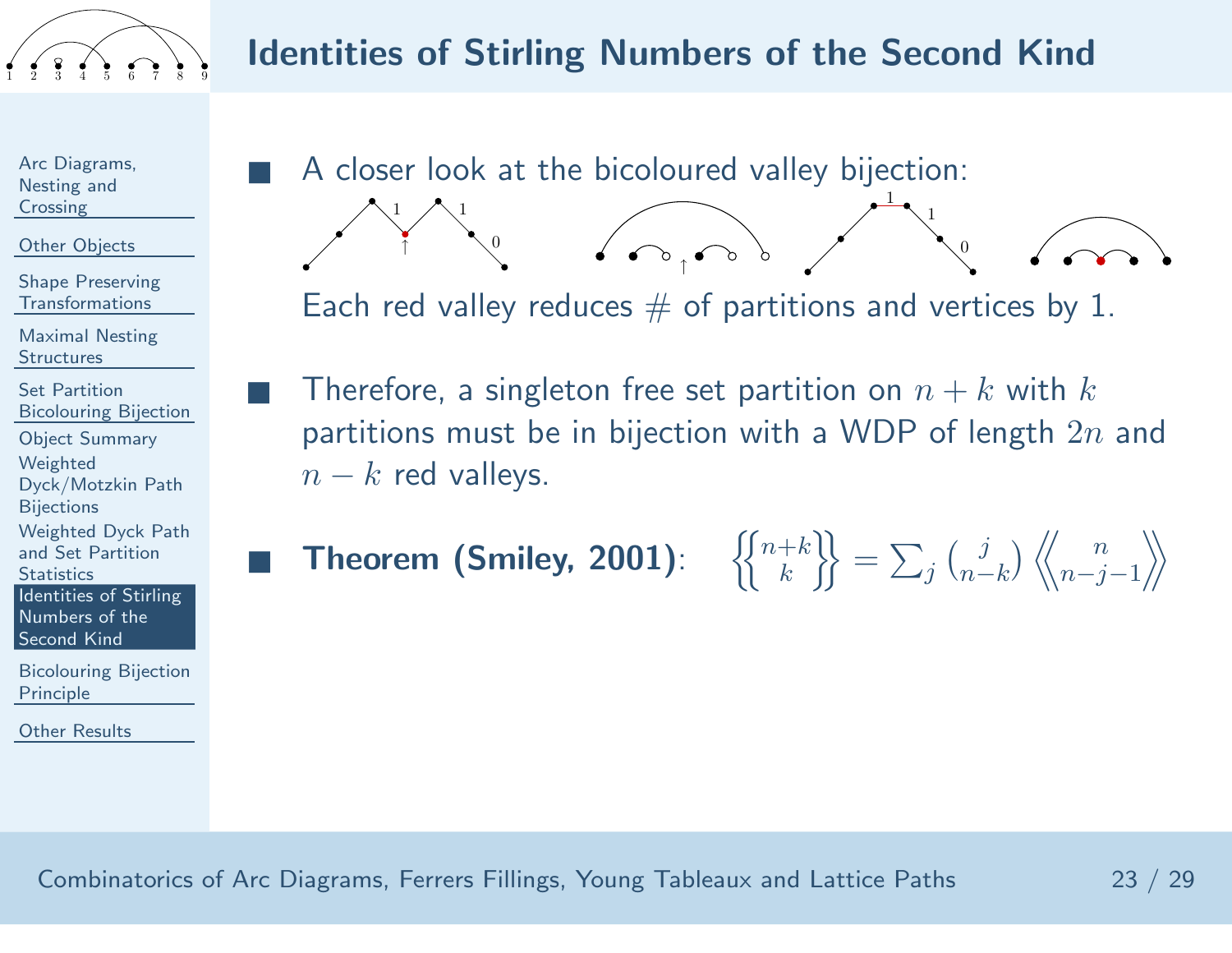# Identities of Stirling Numbers of the Second Kind

- A closer look at the bicoloured valley bijection:

  Each red valley reduces # of partitions and vertices by 1.

- Therefore, a singleton free set partition on $n+k$ with $k$ partitions must be in bijection with a WDP of length $2n$ and $n-k$ red valleys.

- **Theorem (Smiley, 2001)**: $\left\{\!\!\left\{ {n+k \atop k} \right\}\!\!\right\} = \sum_j \binom{j}{n-k} \left\langle\!\!\left\langle {n \atop n-j-1} \right\rangle\!\!\right\rangle$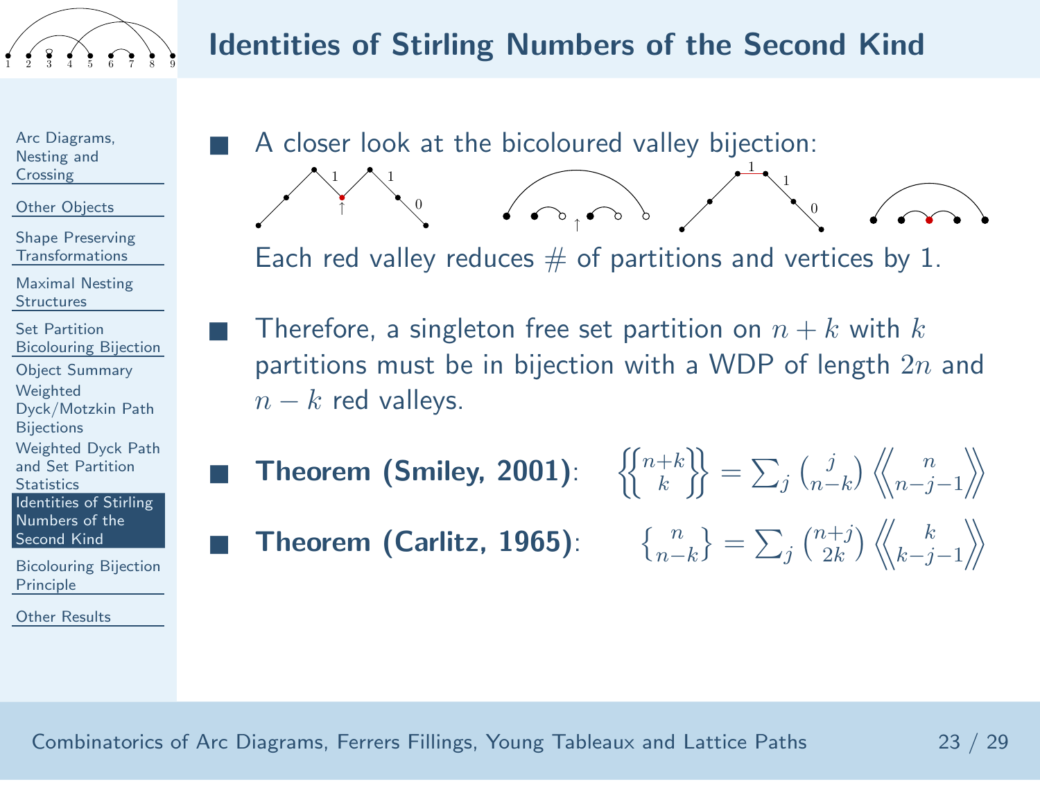## Identities of Stirling Numbers of the Second Kind

- A closer look at the bicoloured valley bijection:

  Each red valley reduces # of partitions and vertices by 1.

- Therefore, a singleton free set partition on $n+k$ with $k$ partitions must be in bijection with a WDP of length $2n$ and $n-k$ red valleys.

- **Theorem (Smiley, 2001)**: $\left\{\!\!\left\{ {n+k \atop k} \right\}\!\!\right\} = \sum_j \binom{j}{n-k} \left\langle\!\!\left\langle {n \atop n-j-1} \right\rangle\!\!\right\rangle$

- **Theorem (Carlitz, 1965)**: $\left\{ {n \atop n-k} \right\} = \sum_j \binom{n+j}{2k} \left\langle\!\!\left\langle {k \atop k-j-1} \right\rangle\!\!\right\rangle$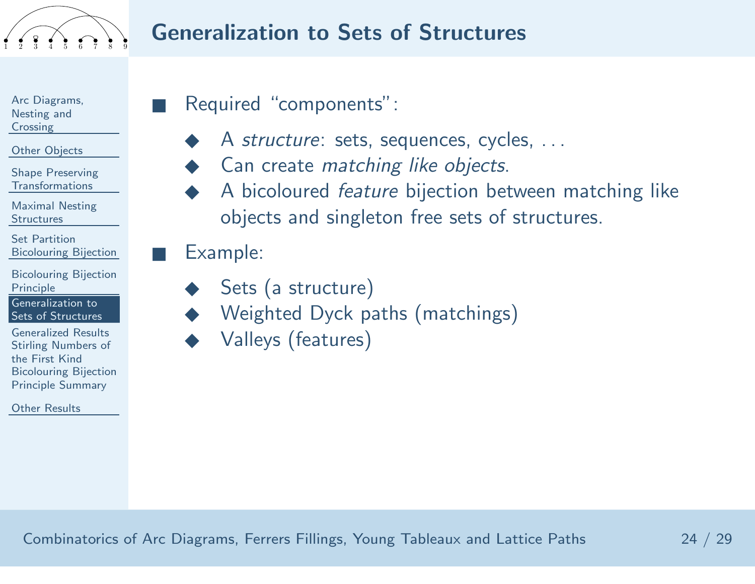# Generalization to Sets of Structures

- Required "components":
  - A *structure*: sets, sequences, cycles, . . .
  - Can create *matching like objects*.
  - A bicoloured *feature* bijection between matching like objects and singleton free sets of structures.
- Example:
  - Sets (a structure)
  - Weighted Dyck paths (matchings)
  - Valleys (features)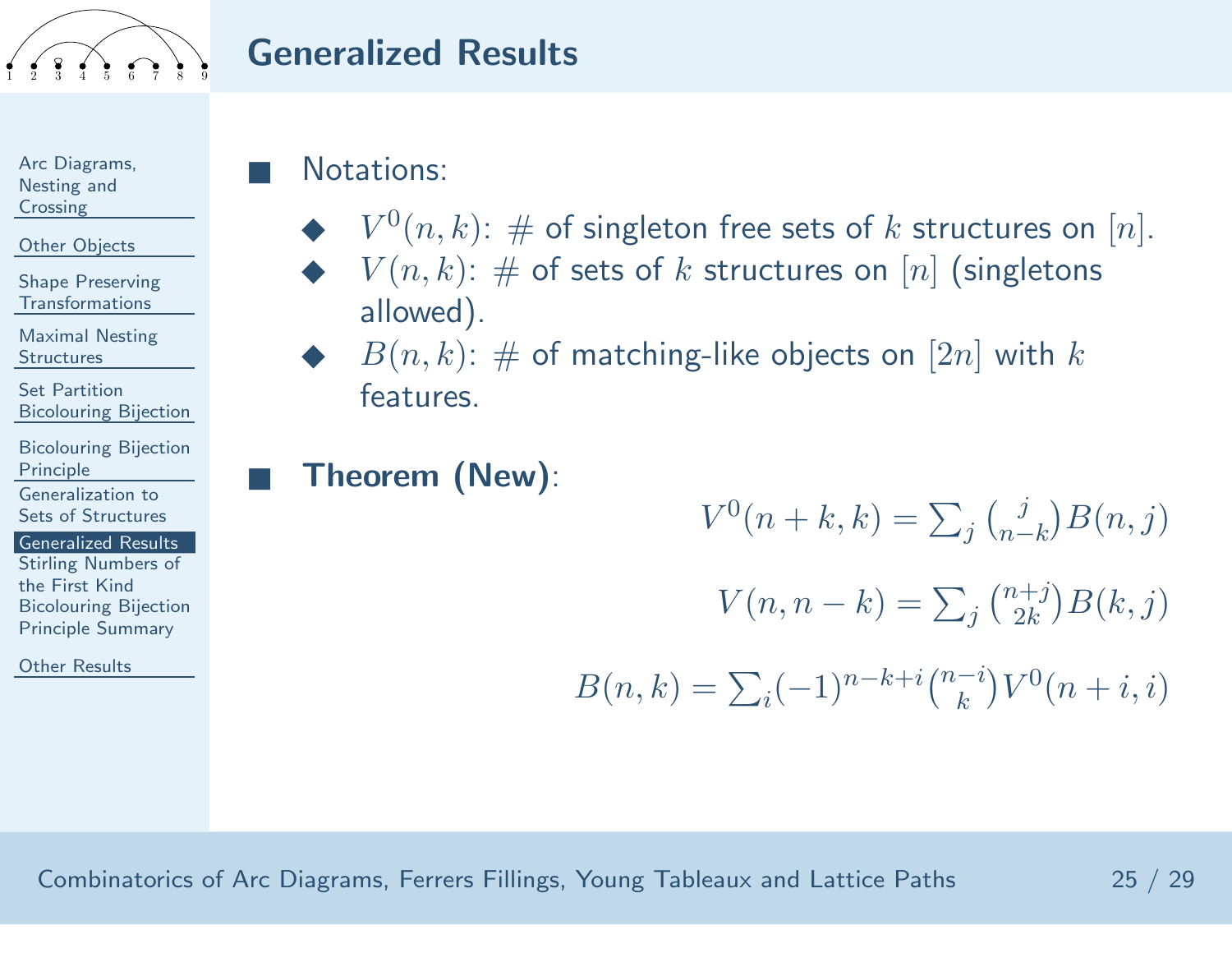## Generalized Results

- Notations:
  - $V^0(n,k)$: # of singleton free sets of $k$ structures on $[n]$.
  - $V(n,k)$: # of sets of $k$ structures on $[n]$ (singletons allowed).
  - $B(n,k)$: # of matching-like objects on $[2n]$ with $k$ features.

- **Theorem (New)**:

$$V^0(n+k,k) = \sum_j \binom{j}{n-k} B(n,j)$$

$$V(n,n-k) = \sum_j \binom{n+j}{2k} B(k,j)$$

$$B(n,k) = \sum_i (-1)^{n-k+i} \binom{n-i}{k} V^0(n+i,i)$$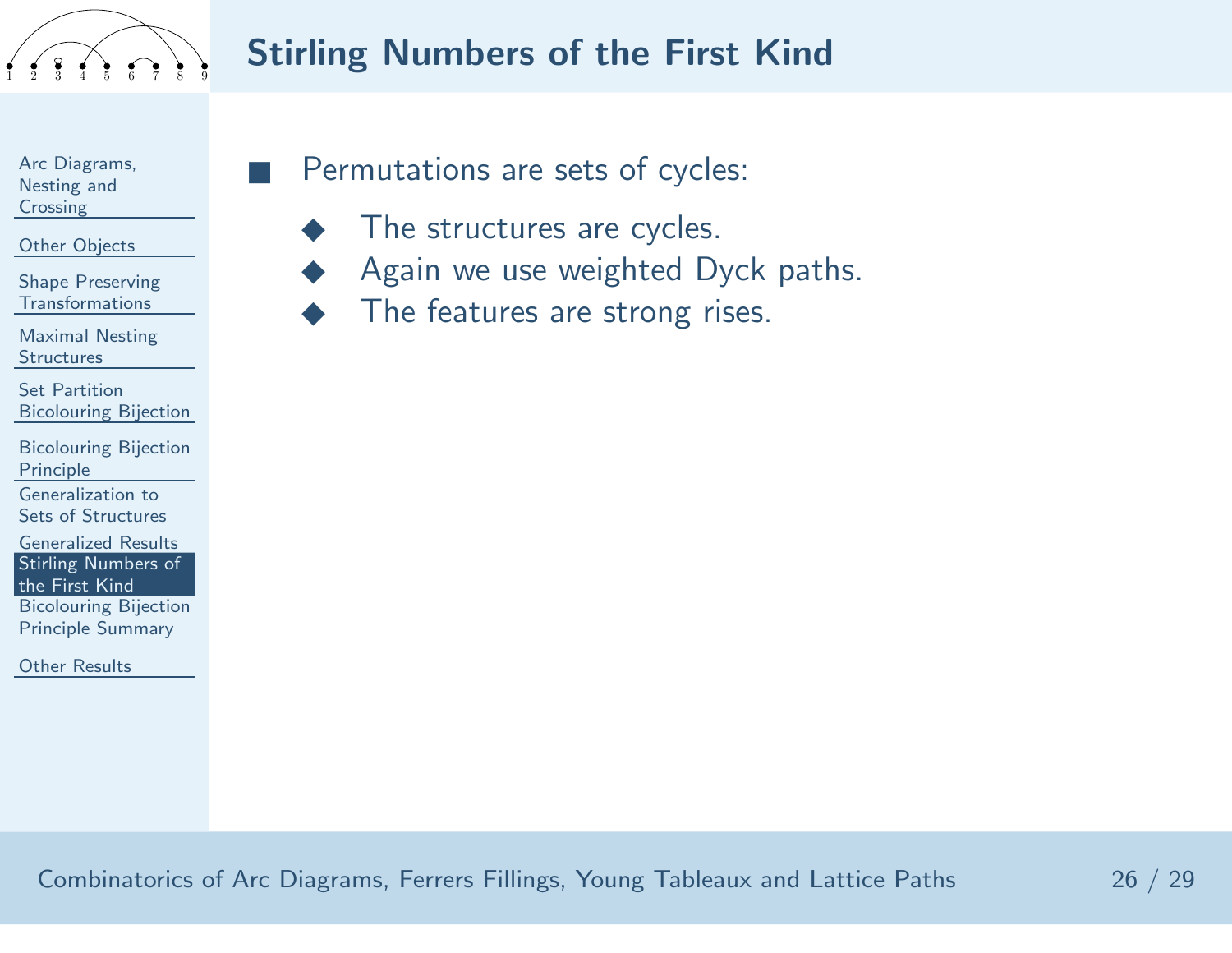# Stirling Numbers of the First Kind

- Permutations are sets of cycles:
  - The structures are cycles.
  - Again we use weighted Dyck paths.
  - The features are strong rises.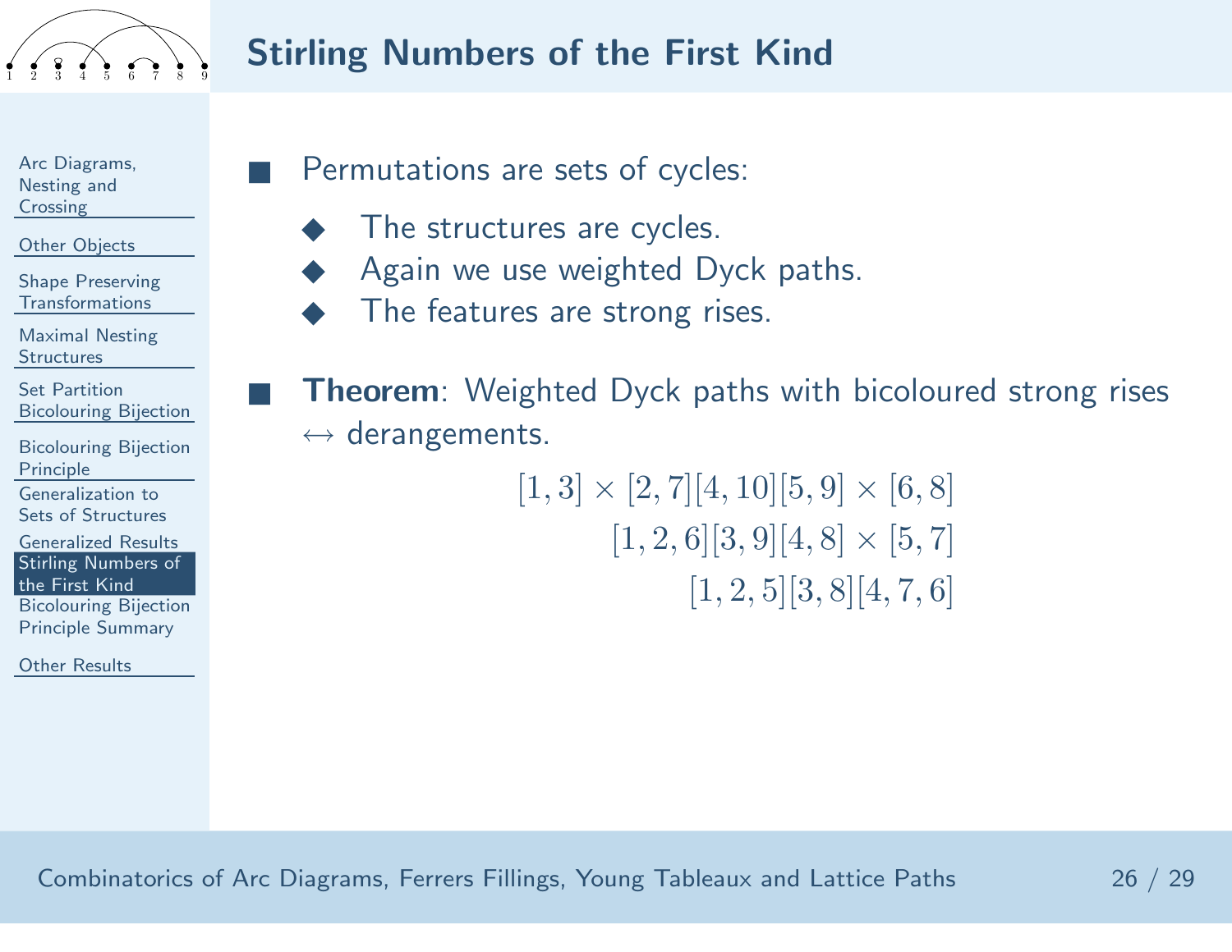## Stirling Numbers of the First Kind

- Permutations are sets of cycles:
  - The structures are cycles.
  - Again we use weighted Dyck paths.
  - The features are strong rises.

- **Theorem**: Weighted Dyck paths with bicoloured strong rises $\leftrightarrow$ derangements.

$$[1,3] \times [2,7][4,10][5,9] \times [6,8]$$

$$[1,2,6][3,9][4,8] \times [5,7]$$

$$[1,2,5][3,8][4,7,6]$$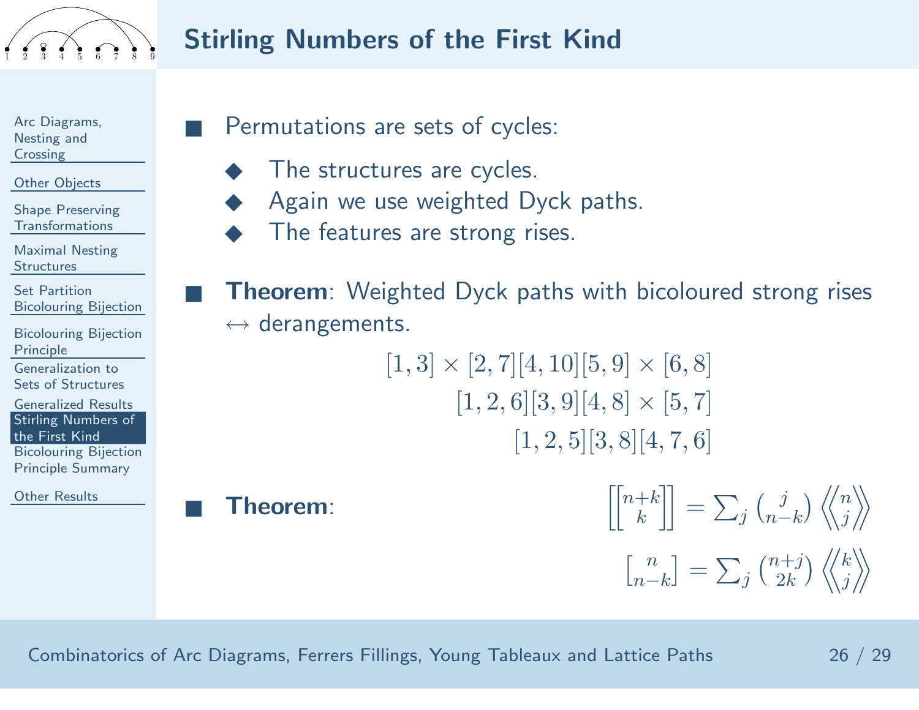# Stirling Numbers of the First Kind

- Permutations are sets of cycles:
  - The structures are cycles.
  - Again we use weighted Dyck paths.
  - The features are strong rises.

- **Theorem**: Weighted Dyck paths with bicoloured strong rises $\leftrightarrow$ derangements.

$$[1,3] \times [2,7][4,10][5,9] \times [6,8]$$
$$[1,2,6][3,9][4,8] \times [5,7]$$
$$[1,2,5][3,8][4,7,6]$$

- **Theorem**:

$$\left[\!\left[ {n+k \atop k} \right]\!\right] = \sum_j \binom{j}{n-k} \left\langle\!\!\left\langle {n \atop j} \right\rangle\!\!\right\rangle$$

$$\left[ {n \atop n-k} \right] = \sum_j \binom{n+j}{2k} \left\langle\!\!\left\langle {k \atop j} \right\rangle\!\!\right\rangle$$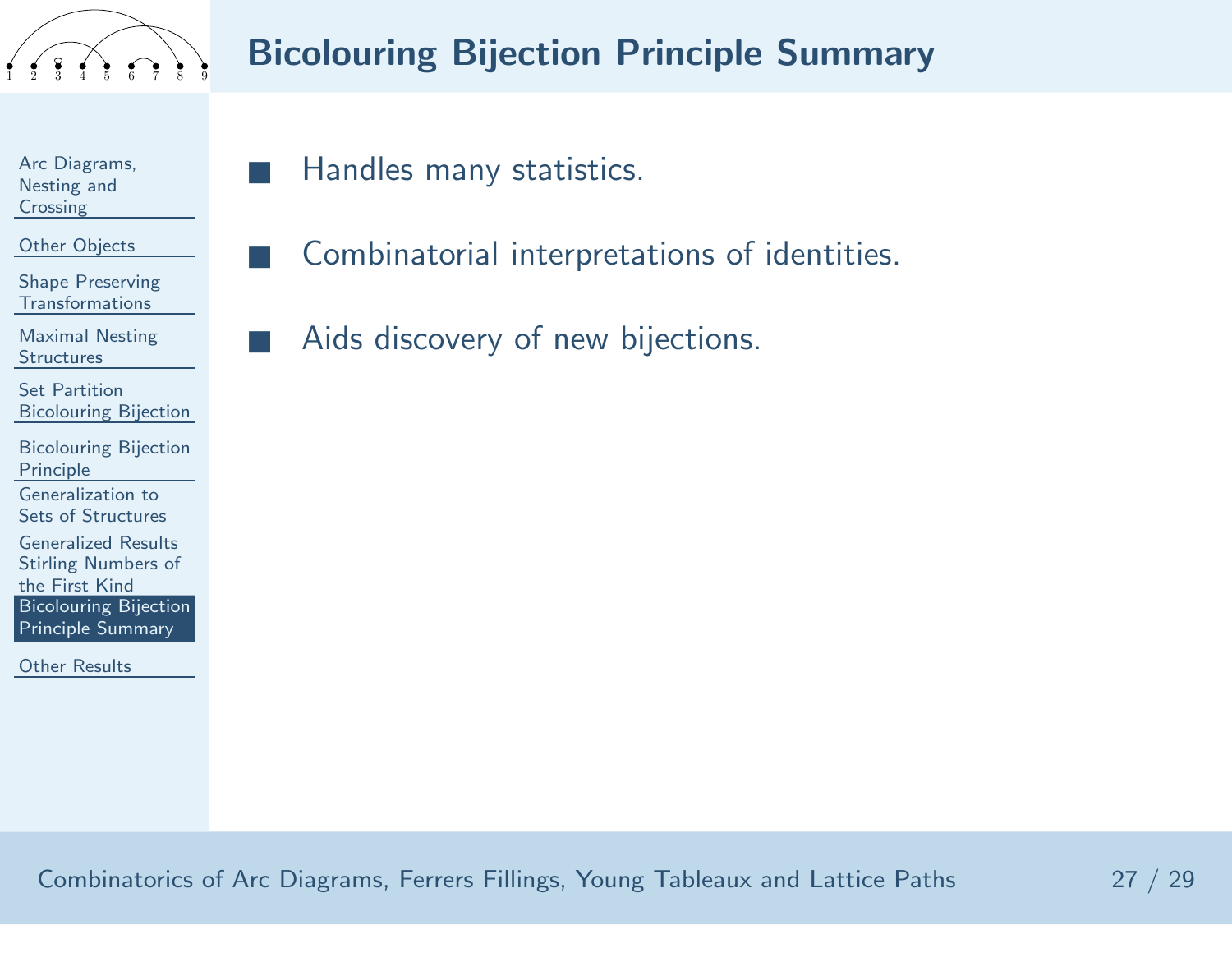# Bicolouring Bijection Principle Summary

- Handles many statistics.
- Combinatorial interpretations of identities.
- Aids discovery of new bijections.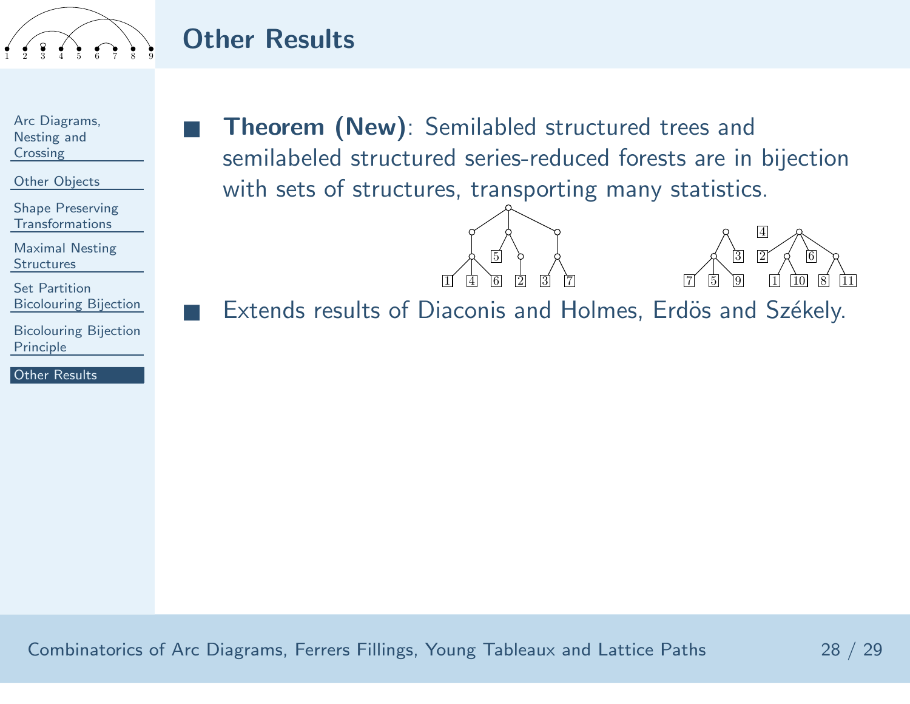## Other Results

- **Theorem (New)**: Semilabled structured trees and semilabeled structured series-reduced forests are in bijection with sets of structures, transporting many statistics.
- Extends results of Diaconis and Holmes, Erdös and Székely.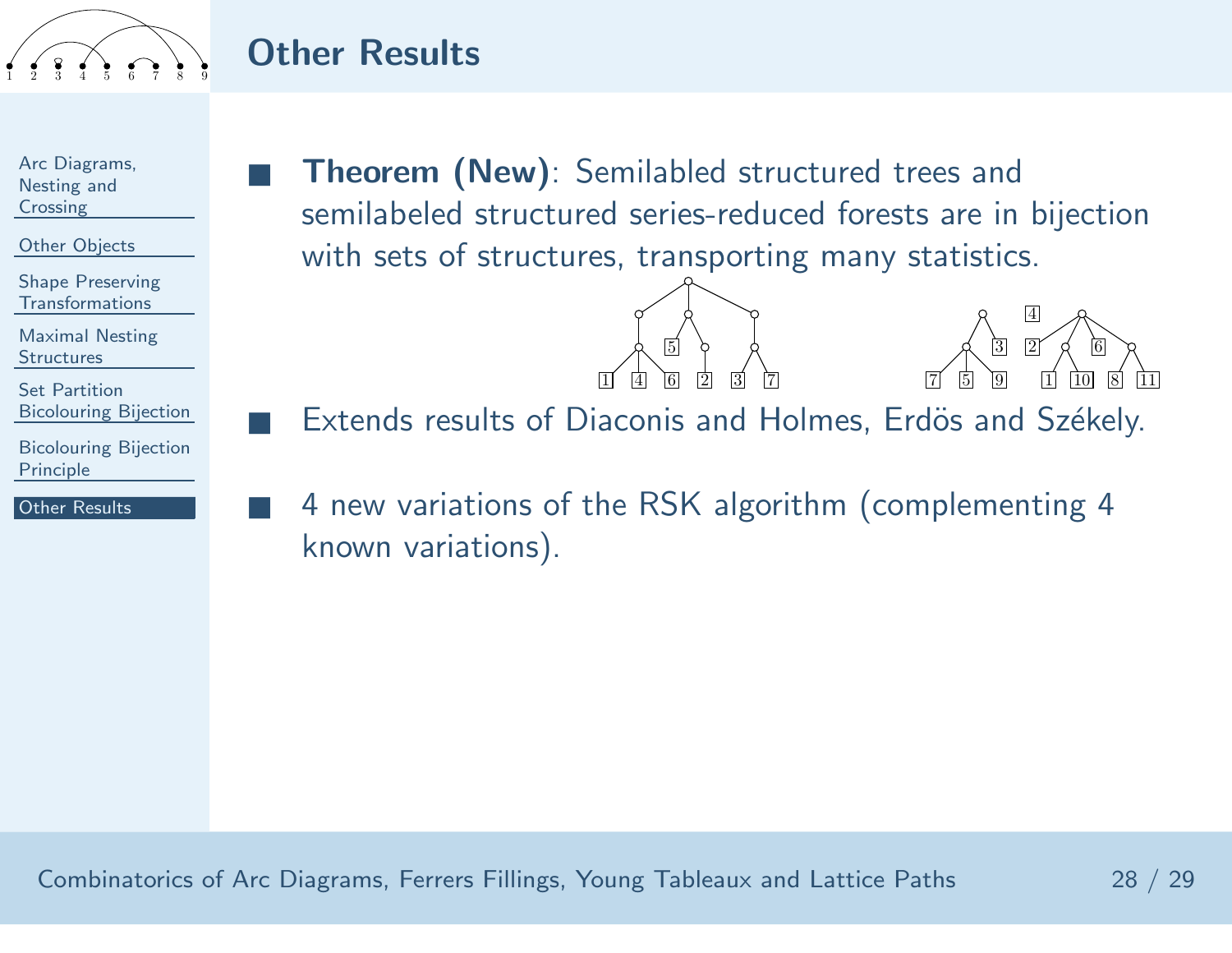## Other Results

- **Theorem (New)**: Semilabled structured trees and semilabeled structured series-reduced forests are in bijection with sets of structures, transporting many statistics.
- Extends results of Diaconis and Holmes, Erdös and Székely.
- 4 new variations of the RSK algorithm (complementing 4 known variations).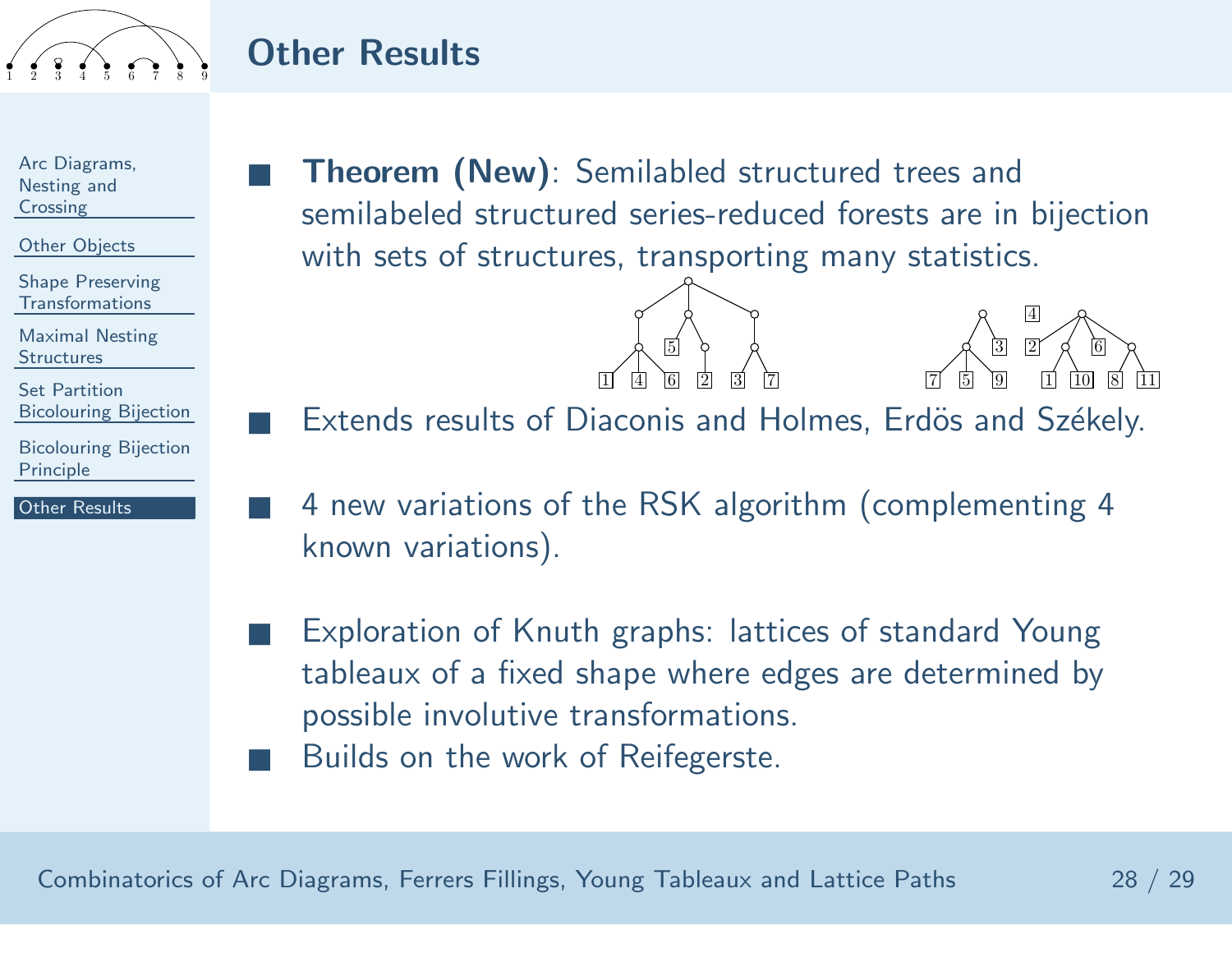## Other Results

- **Theorem (New)**: Semilabled structured trees and semilabeled structured series-reduced forests are in bijection with sets of structures, transporting many statistics.
- Extends results of Diaconis and Holmes, Erdös and Székely.
- 4 new variations of the RSK algorithm (complementing 4 known variations).
- Exploration of Knuth graphs: lattices of standard Young tableaux of a fixed shape where edges are determined by possible involutive transformations.
- Builds on the work of Reifegerste.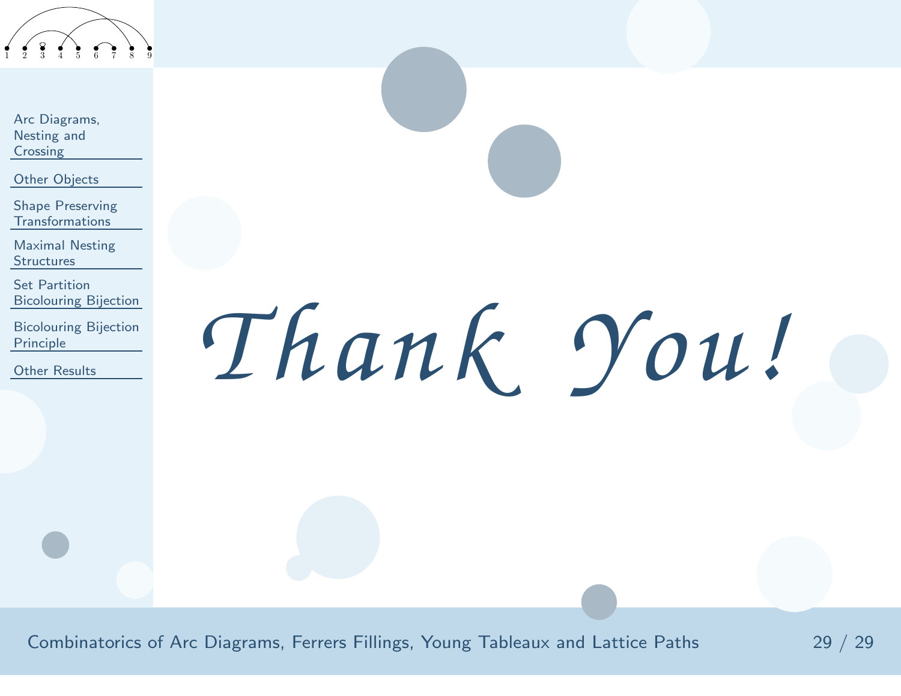# *Thank You!*